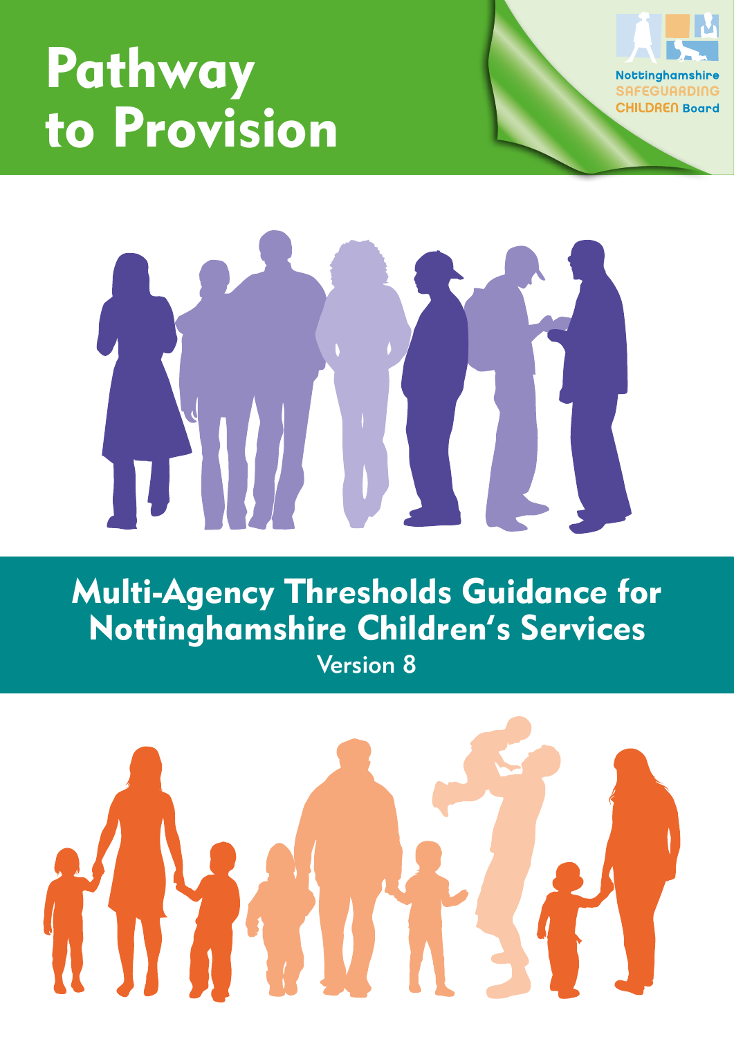# Pathway to Provision

Nottinghamshire SAFEGUARDING CHILDREN Board

## Multi-Agency Thresholds Guidance for Nottinghamshire Children's Services

Version 8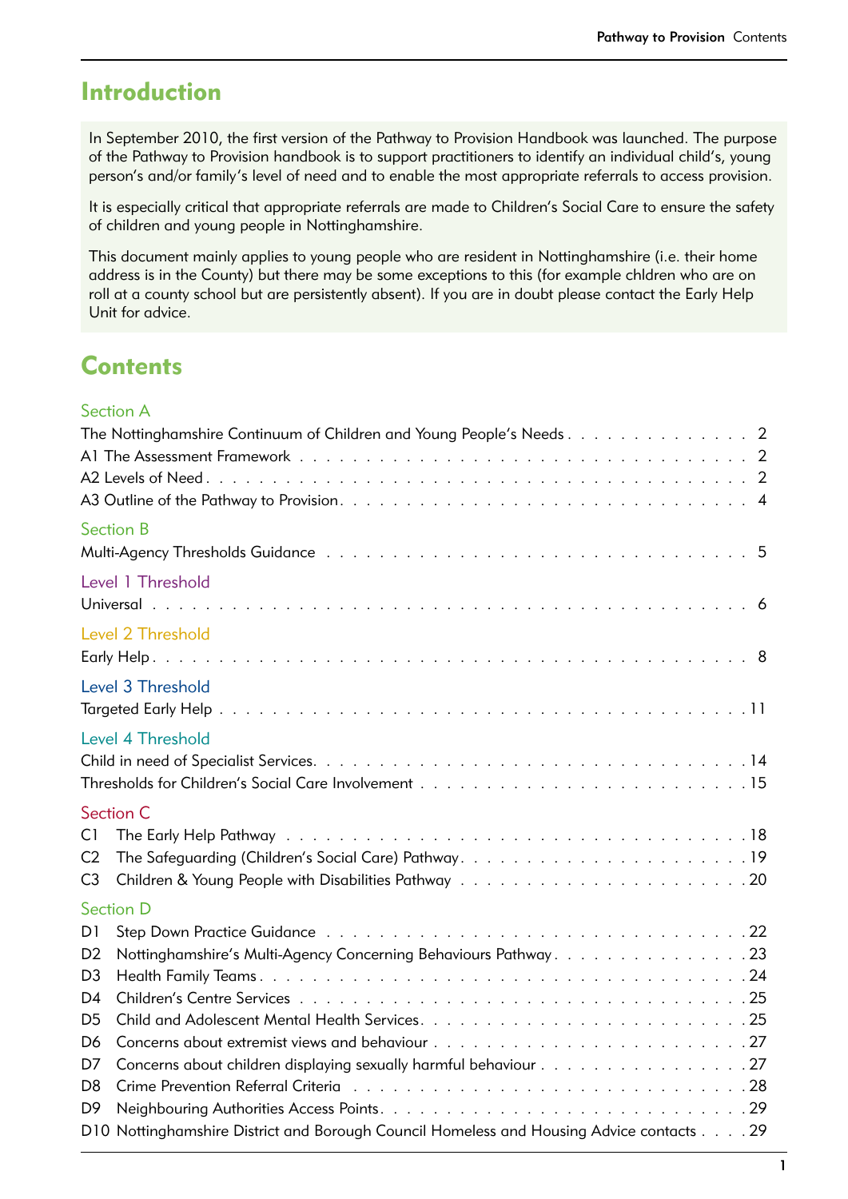## Introduction

In September 2010, the first version of the Pathway to Provision Handbook was launched. The purpose of the Pathway to Provision handbook is to support practitioners to identify an individual child's, young person's and/or family's level of need and to enable the most appropriate referrals to access provision.

It is especially critical that appropriate referrals are made to Children's Social Care to ensure the safety of children and young people in Nottinghamshire.

This document mainly applies to young people who are resident in Nottinghamshire (i.e. their home address is in the County) but there may be some exceptions to this (for example chldren who are on roll at a county school but are persistently absent). If you are in doubt please contact the Early Help Unit for advice.

## Contents

### Section A

- The Nottinghamshire Continuum of Children and Young People's Needs . . . 2
- A1 The Assessment Framework . . . 2
- A2 Levels of Need . . . 2
- A3 Outline of the Pathway to Provision . . . 4

### Section B

- Multi-Agency Thresholds Guidance . . . 5

### Level 1 Threshold

- Universal . . . 6

### Level 2 Threshold

- Early Help . . . 8

### Level 3 Threshold

- Targeted Early Help . . . 11

### Level 4 Threshold

- Child in need of Specialist Services . . . 14
- Thresholds for Children's Social Care Involvement . . . 15

### Section C

- C1 The Early Help Pathway . . . 18
- C2 The Safeguarding (Children's Social Care) Pathway . . . 19
- C3 Children & Young People with Disabilities Pathway . . . 20

### Section D

- D1 Step Down Practice Guidance . . . 22
- D2 Nottinghamshire's Multi-Agency Concerning Behaviours Pathway . . . 23
- D3 Health Family Teams . . . 24
- D4 Children's Centre Services . . . 25
- D5 Child and Adolescent Mental Health Services . . . 25
- D6 Concerns about extremist views and behaviour . . . 27
- D7 Concerns about children displaying sexually harmful behaviour . . . 27
- D8 Crime Prevention Referral Criteria . . . 28
- D9 Neighbouring Authorities Access Points . . . 29
- D10 Nottinghamshire District and Borough Council Homeless and Housing Advice contacts . . . 29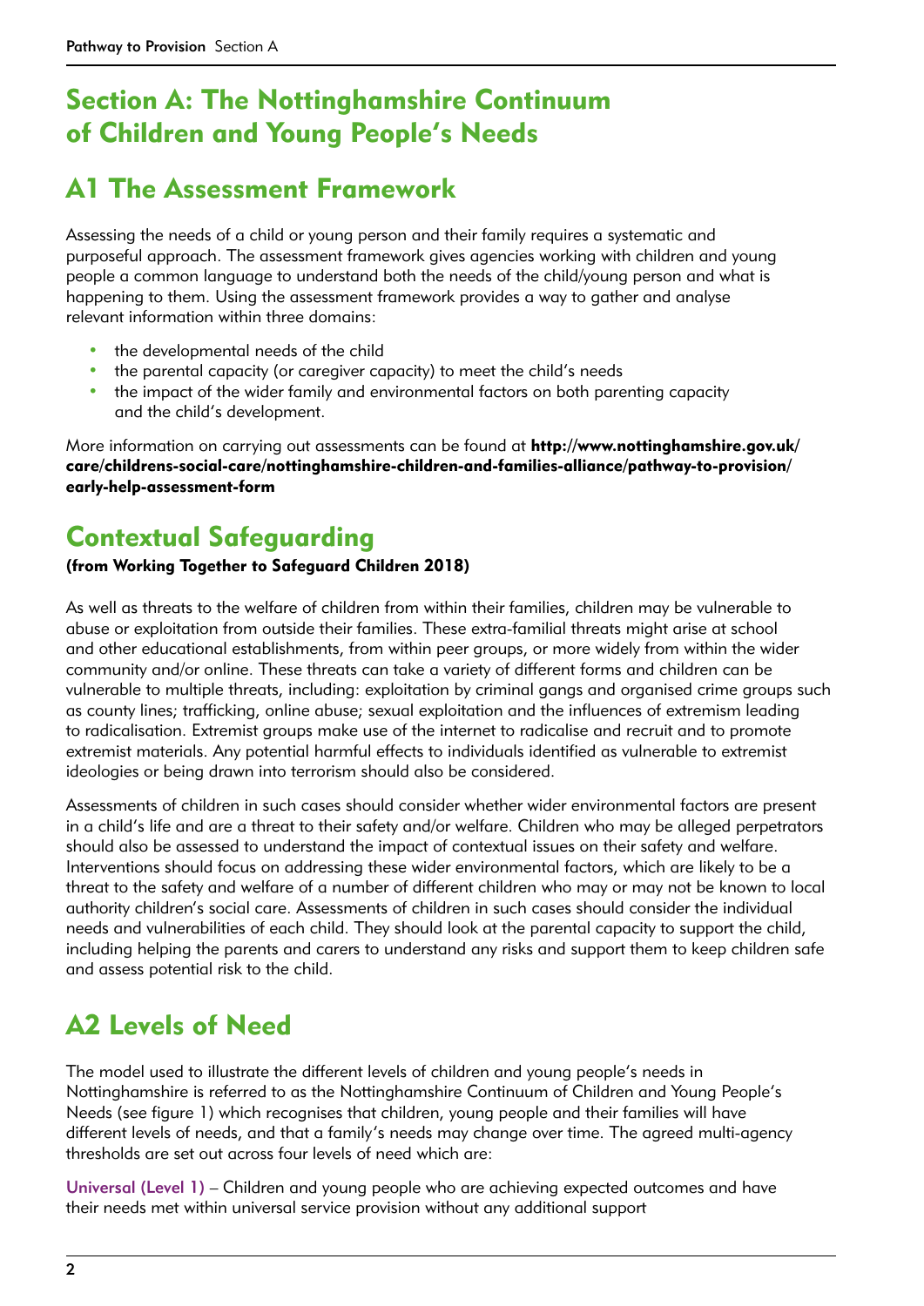# Section A: The Nottinghamshire Continuum of Children and Young People's Needs

## A1 The Assessment Framework

Assessing the needs of a child or young person and their family requires a systematic and purposeful approach. The assessment framework gives agencies working with children and young people a common language to understand both the needs of the child/young person and what is happening to them. Using the assessment framework provides a way to gather and analyse relevant information within three domains:

- the developmental needs of the child
- the parental capacity (or caregiver capacity) to meet the child's needs
- the impact of the wider family and environmental factors on both parenting capacity and the child's development.

More information on carrying out assessments can be found at **http://www.nottinghamshire.gov.uk/care/childrens-social-care/nottinghamshire-children-and-families-alliance/pathway-to-provision/early-help-assessment-form**

## Contextual Safeguarding

**(from Working Together to Safeguard Children 2018)**

As well as threats to the welfare of children from within their families, children may be vulnerable to abuse or exploitation from outside their families. These extra-familial threats might arise at school and other educational establishments, from within peer groups, or more widely from within the wider community and/or online. These threats can take a variety of different forms and children can be vulnerable to multiple threats, including: exploitation by criminal gangs and organised crime groups such as county lines; trafficking, online abuse; sexual exploitation and the influences of extremism leading to radicalisation. Extremist groups make use of the internet to radicalise and recruit and to promote extremist materials. Any potential harmful effects to individuals identified as vulnerable to extremist ideologies or being drawn into terrorism should also be considered.

Assessments of children in such cases should consider whether wider environmental factors are present in a child's life and are a threat to their safety and/or welfare. Children who may be alleged perpetrators should also be assessed to understand the impact of contextual issues on their safety and welfare. Interventions should focus on addressing these wider environmental factors, which are likely to be a threat to the safety and welfare of a number of different children who may or may not be known to local authority children's social care. Assessments of children in such cases should consider the individual needs and vulnerabilities of each child. They should look at the parental capacity to support the child, including helping the parents and carers to understand any risks and support them to keep children safe and assess potential risk to the child.

## A2 Levels of Need

The model used to illustrate the different levels of children and young people's needs in Nottinghamshire is referred to as the Nottinghamshire Continuum of Children and Young People's Needs (see figure 1) which recognises that children, young people and their families will have different levels of needs, and that a family's needs may change over time. The agreed multi-agency thresholds are set out across four levels of need which are:

Universal (Level 1) – Children and young people who are achieving expected outcomes and have their needs met within universal service provision without any additional support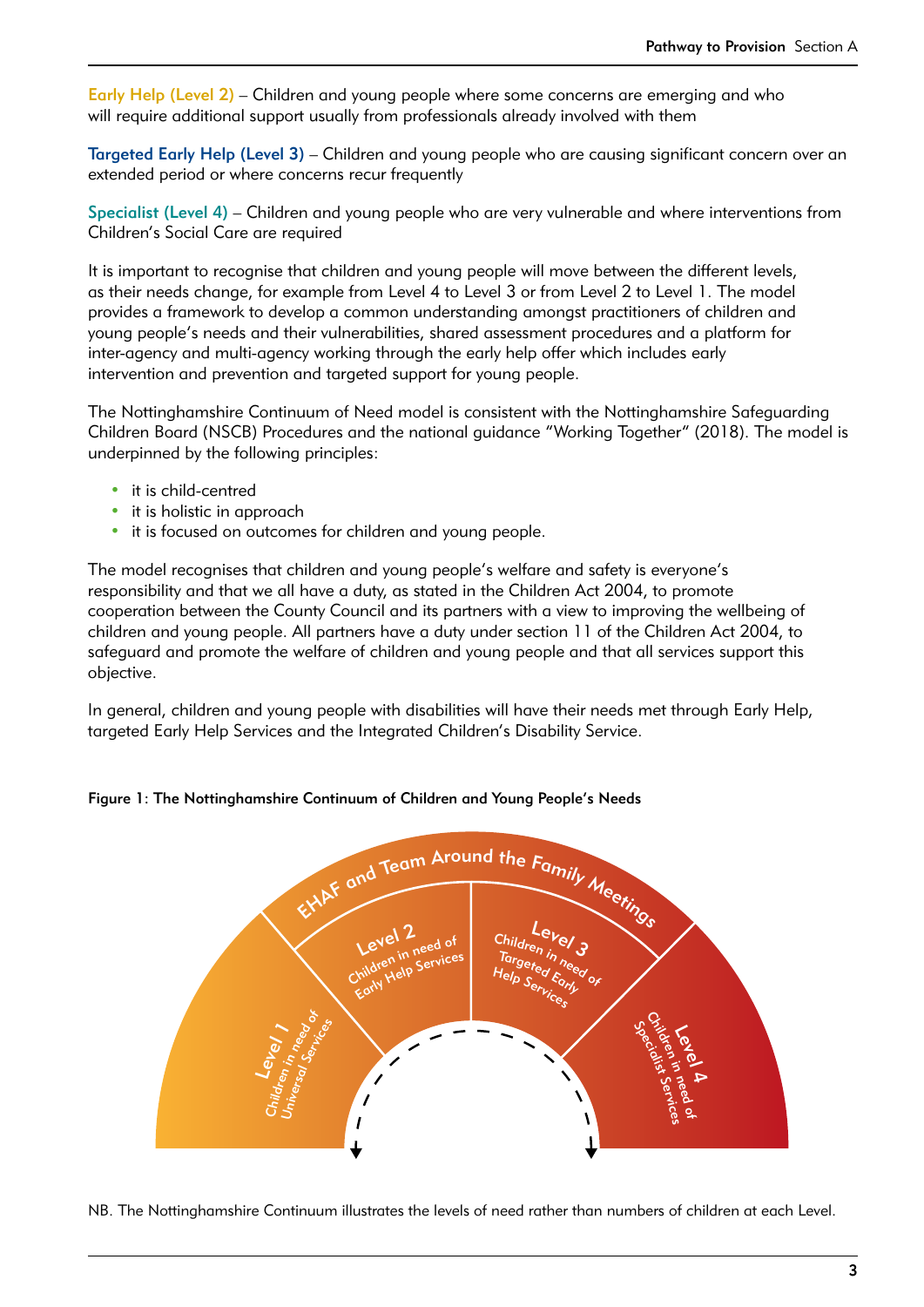**Early Help (Level 2)** – Children and young people where some concerns are emerging and who will require additional support usually from professionals already involved with them

**Targeted Early Help (Level 3)** – Children and young people who are causing significant concern over an extended period or where concerns recur frequently

**Specialist (Level 4)** – Children and young people who are very vulnerable and where interventions from Children's Social Care are required

It is important to recognise that children and young people will move between the different levels, as their needs change, for example from Level 4 to Level 3 or from Level 2 to Level 1. The model provides a framework to develop a common understanding amongst practitioners of children and young people's needs and their vulnerabilities, shared assessment procedures and a platform for inter-agency and multi-agency working through the early help offer which includes early intervention and prevention and targeted support for young people.

The Nottinghamshire Continuum of Need model is consistent with the Nottinghamshire Safeguarding Children Board (NSCB) Procedures and the national guidance "Working Together" (2018). The model is underpinned by the following principles:

- it is child-centred
- it is holistic in approach
- it is focused on outcomes for children and young people.

The model recognises that children and young people's welfare and safety is everyone's responsibility and that we all have a duty, as stated in the Children Act 2004, to promote cooperation between the County Council and its partners with a view to improving the wellbeing of children and young people. All partners have a duty under section 11 of the Children Act 2004, to safeguard and promote the welfare of children and young people and that all services support this objective.

In general, children and young people with disabilities will have their needs met through Early Help, targeted Early Help Services and the Integrated Children's Disability Service.

**Figure 1: The Nottinghamshire Continuum of Children and Young People's Needs**

EHAF and Team Around the Family Meetings

Level 1 – Children in need of Universal Services

Level 2 – Children in need of Early Help Services

Level 3 – Children in need of Targeted Early Help Services

Level 4 – Children in need of Specialist Services

NB. The Nottinghamshire Continuum illustrates the levels of need rather than numbers of children at each Level.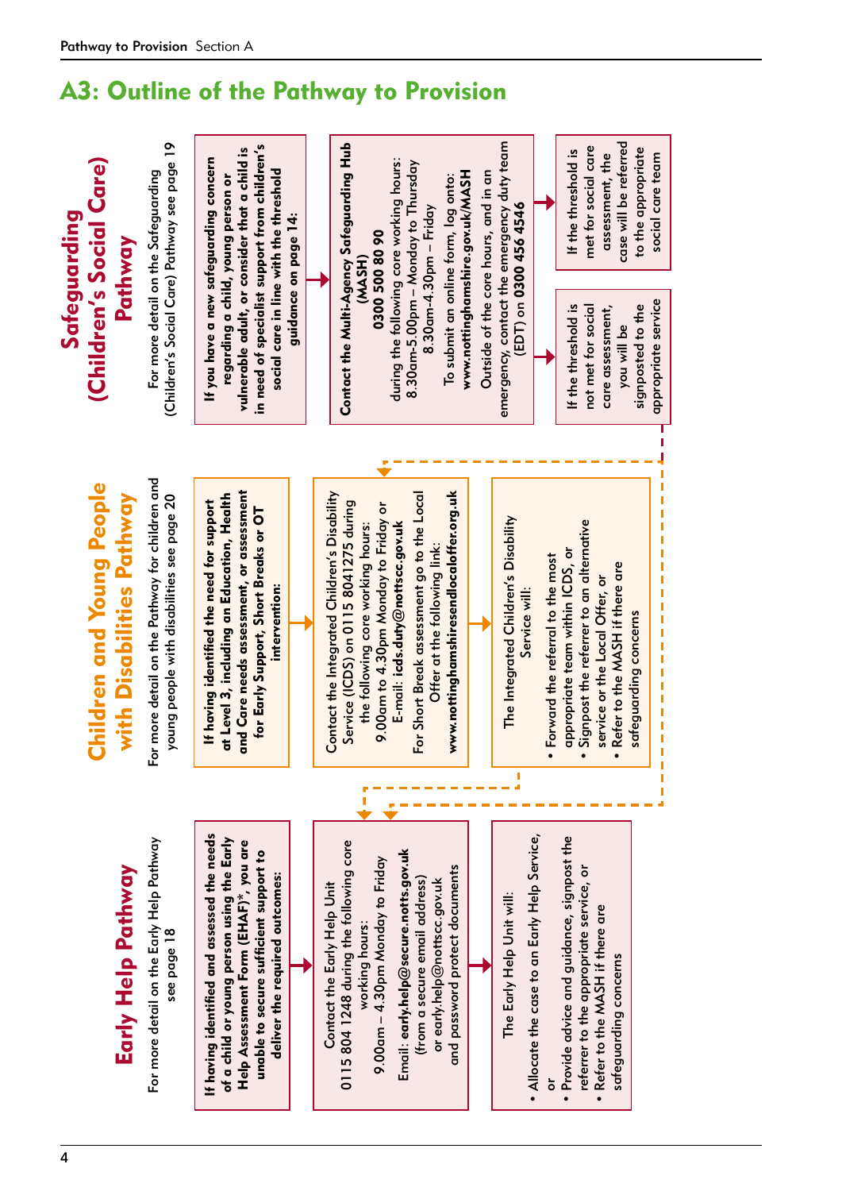## A3: Outline of the Pathway to Provision

### Early Help Pathway

For more detail on the Early Help Pathway see page 18

**If having identified and assessed the needs of a child or young person using the Early Help Assessment Form (EHAF)*, you are unable to secure sufficient support to deliver the required outcomes:**

→ Contact the Early Help Unit 0115 804 1248 during the following core working hours: 9.00am – 4.30pm Monday to Friday
Email: **early.help@secure.notts.gov.uk** (from a secure email address) or early.help@nottscc.gov.uk and password protect documents

→ The Early Help Unit will:

- Allocate the case to an Early Help Service, or
- Provide advice and guidance, signpost the referrer to the appropriate service, or
- Refer to the MASH if there are safeguarding concerns

### Children and Young People with Disabilities Pathway

For more detail on the Pathway for children and young people with disabilities see page 20

**If having identified the need for support at Level 3, including an Education, Health and Care needs assessment, or assessment for Early Support, Short Breaks or OT intervention:**

→ Contact the Integrated Children's Disability Service (ICDS) on 0115 8041275 during the following core working hours: 9.00am to 4.30pm Monday to Friday or E-mail: **icds.duty@nottscc.gov.uk**
For Short Break assessment go to the Local Offer at the following link: **www.nottinghamshiresendlocaloffer.org.uk**

→ The Integrated Children's Disability Service will:

- Forward the referral to the most appropriate team within ICDS, or
- Signpost the referrer to an alternative service or the Local Offer, or
- Refer to the MASH if there are safeguarding concerns

### Safeguarding (Children's Social Care) Pathway

For more detail on the Safeguarding (Children's Social Care) Pathway see page 19

**If you have a new safeguarding concern regarding a child, young person or vulnerable adult, or consider that a child is in need of specialist support from children's social care in line with the threshold guidance on page 14:**

→ **Contact the Multi-Agency Safeguarding Hub (MASH)**
**0300 500 80 90**
during the following core working hours: 8.30am-5.00pm – Monday to Thursday
8.30am-4.30pm – Friday
To submit an online form, log onto: **www.nottinghamshire.gov.uk/MASH**
Outside of the core hours, and in an emergency, contact the emergency duty team (EDT) on **0300 456 4546**

→ If the threshold is met for social care assessment, the case will be referred to the appropriate social care team

→ If the threshold is not met for social care assessment, you will be signposted to the appropriate service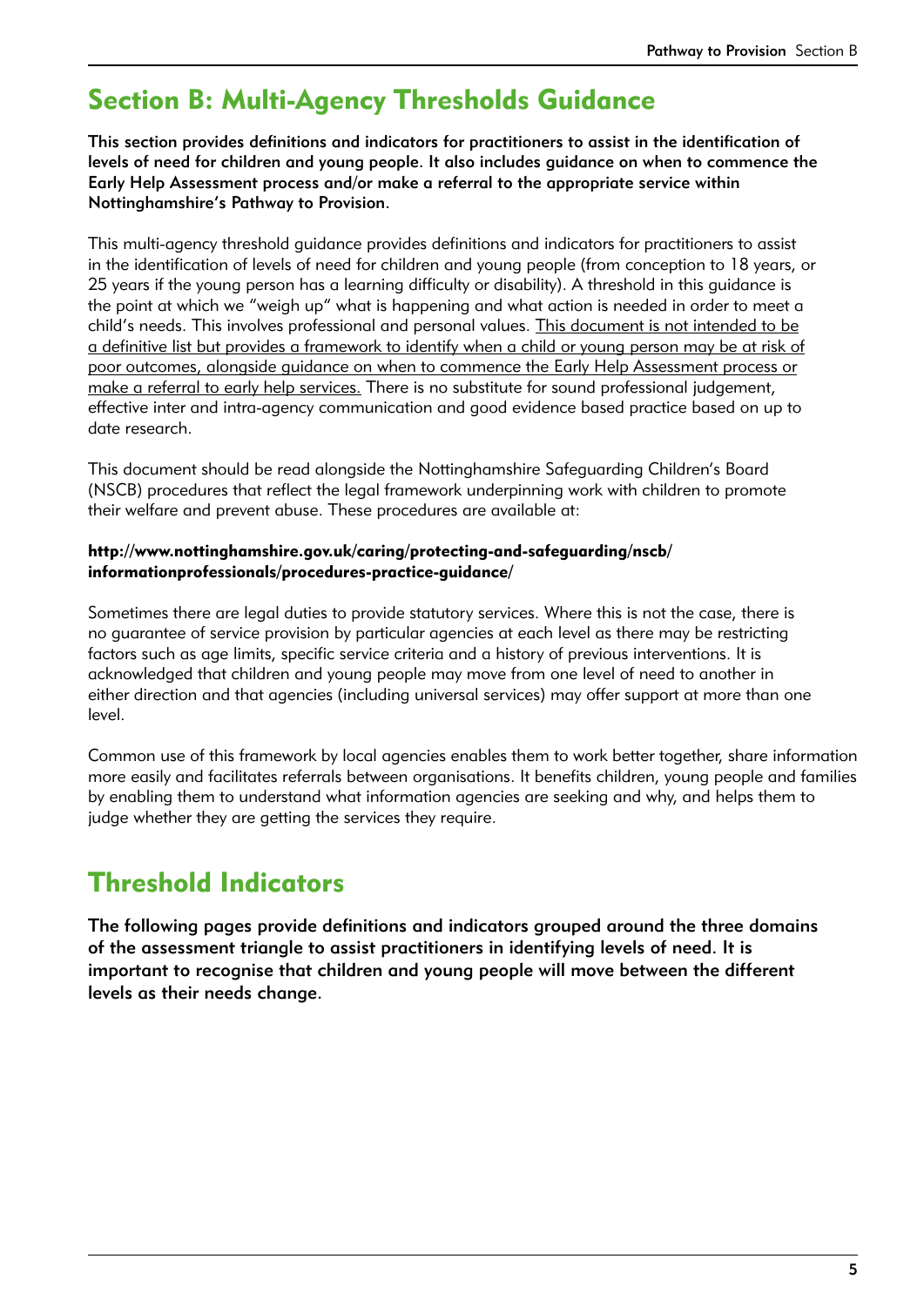# Section B: Multi-Agency Thresholds Guidance

**This section provides definitions and indicators for practitioners to assist in the identification of levels of need for children and young people. It also includes guidance on when to commence the Early Help Assessment process and/or make a referral to the appropriate service within Nottinghamshire's Pathway to Provision.**

This multi-agency threshold guidance provides definitions and indicators for practitioners to assist in the identification of levels of need for children and young people (from conception to 18 years, or 25 years if the young person has a learning difficulty or disability). A threshold in this guidance is the point at which we "weigh up" what is happening and what action is needed in order to meet a child's needs. This involves professional and personal values. <u>This document is not intended to be a definitive list but provides a framework to identify when a child or young person may be at risk of poor outcomes, alongside guidance on when to commence the Early Help Assessment process or make a referral to early help services.</u> There is no substitute for sound professional judgement, effective inter and intra-agency communication and good evidence based practice based on up to date research.

This document should be read alongside the Nottinghamshire Safeguarding Children's Board (NSCB) procedures that reflect the legal framework underpinning work with children to promote their welfare and prevent abuse. These procedures are available at:

**http://www.nottinghamshire.gov.uk/caring/protecting-and-safeguarding/nscb/informationprofessionals/procedures-practice-guidance/**

Sometimes there are legal duties to provide statutory services. Where this is not the case, there is no guarantee of service provision by particular agencies at each level as there may be restricting factors such as age limits, specific service criteria and a history of previous interventions. It is acknowledged that children and young people may move from one level of need to another in either direction and that agencies (including universal services) may offer support at more than one level.

Common use of this framework by local agencies enables them to work better together, share information more easily and facilitates referrals between organisations. It benefits children, young people and families by enabling them to understand what information agencies are seeking and why, and helps them to judge whether they are getting the services they require.

# Threshold Indicators

**The following pages provide definitions and indicators grouped around the three domains of the assessment triangle to assist practitioners in identifying levels of need. It is important to recognise that children and young people will move between the different levels as their needs change.**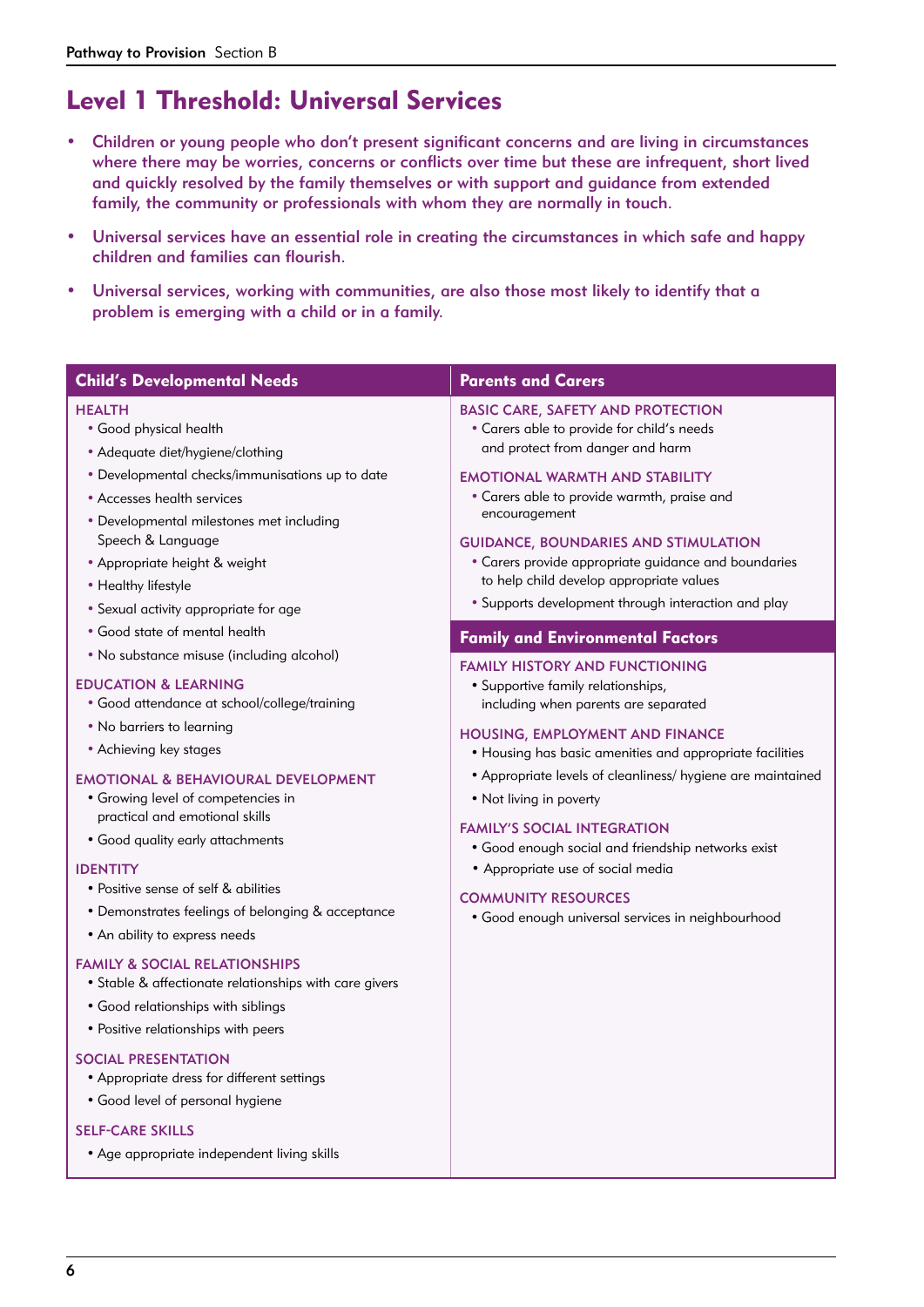# Level 1 Threshold: Universal Services

- Children or young people who don't present significant concerns and are living in circumstances where there may be worries, concerns or conflicts over time but these are infrequent, short lived and quickly resolved by the family themselves or with support and guidance from extended family, the community or professionals with whom they are normally in touch.
- Universal services have an essential role in creating the circumstances in which safe and happy children and families can flourish.
- Universal services, working with communities, are also those most likely to identify that a problem is emerging with a child or in a family.

## Child's Developmental Needs

**HEALTH**

- Good physical health
- Adequate diet/hygiene/clothing
- Developmental checks/immunisations up to date
- Accesses health services
- Developmental milestones met including Speech & Language
- Appropriate height & weight
- Healthy lifestyle
- Sexual activity appropriate for age
- Good state of mental health
- No substance misuse (including alcohol)

**EDUCATION & LEARNING**

- Good attendance at school/college/training
- No barriers to learning
- Achieving key stages

**EMOTIONAL & BEHAVIOURAL DEVELOPMENT**

- Growing level of competencies in practical and emotional skills
- Good quality early attachments

**IDENTITY**

- Positive sense of self & abilities
- Demonstrates feelings of belonging & acceptance
- An ability to express needs

**FAMILY & SOCIAL RELATIONSHIPS**

- Stable & affectionate relationships with care givers
- Good relationships with siblings
- Positive relationships with peers

**SOCIAL PRESENTATION**

- Appropriate dress for different settings
- Good level of personal hygiene

**SELF-CARE SKILLS**

- Age appropriate independent living skills

## Parents and Carers

**BASIC CARE, SAFETY AND PROTECTION**

- Carers able to provide for child's needs and protect from danger and harm

**EMOTIONAL WARMTH AND STABILITY**

- Carers able to provide warmth, praise and encouragement

**GUIDANCE, BOUNDARIES AND STIMULATION**

- Carers provide appropriate guidance and boundaries to help child develop appropriate values
- Supports development through interaction and play

## Family and Environmental Factors

**FAMILY HISTORY AND FUNCTIONING**

- Supportive family relationships, including when parents are separated

**HOUSING, EMPLOYMENT AND FINANCE**

- Housing has basic amenities and appropriate facilities
- Appropriate levels of cleanliness/ hygiene are maintained
- Not living in poverty

**FAMILY'S SOCIAL INTEGRATION**

- Good enough social and friendship networks exist
- Appropriate use of social media

**COMMUNITY RESOURCES**

- Good enough universal services in neighbourhood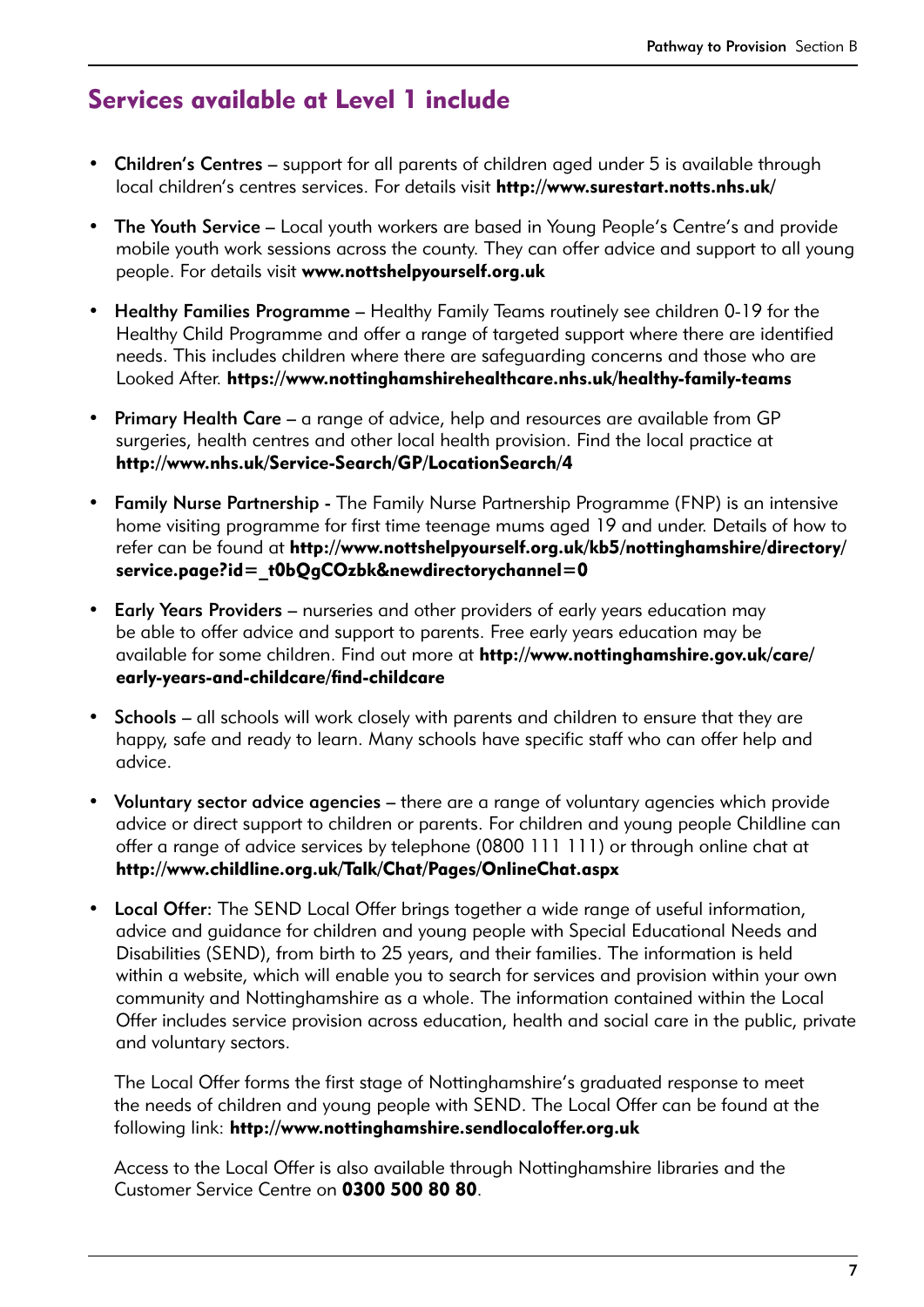## Services available at Level 1 include

- **Children's Centres** – support for all parents of children aged under 5 is available through local children's centres services. For details visit **http://www.surestart.notts.nhs.uk/**
- **The Youth Service** – Local youth workers are based in Young People's Centre's and provide mobile youth work sessions across the county. They can offer advice and support to all young people. For details visit **www.nottshelpyourself.org.uk**
- **Healthy Families Programme** – Healthy Family Teams routinely see children 0-19 for the Healthy Child Programme and offer a range of targeted support where there are identified needs. This includes children where there are safeguarding concerns and those who are Looked After. **https://www.nottinghamshirehealthcare.nhs.uk/healthy-family-teams**
- **Primary Health Care** – a range of advice, help and resources are available from GP surgeries, health centres and other local health provision. Find the local practice at **http://www.nhs.uk/Service-Search/GP/LocationSearch/4**
- **Family Nurse Partnership** - The Family Nurse Partnership Programme (FNP) is an intensive home visiting programme for first time teenage mums aged 19 and under. Details of how to refer can be found at **http://www.nottshelpyourself.org.uk/kb5/nottinghamshire/directory/service.page?id=_t0bQgCOzbk&newdirectorychannel=0**
- **Early Years Providers** – nurseries and other providers of early years education may be able to offer advice and support to parents. Free early years education may be available for some children. Find out more at **http://www.nottinghamshire.gov.uk/care/early-years-and-childcare/find-childcare**
- **Schools** – all schools will work closely with parents and children to ensure that they are happy, safe and ready to learn. Many schools have specific staff who can offer help and advice.
- **Voluntary sector advice agencies** – there are a range of voluntary agencies which provide advice or direct support to children or parents. For children and young people Childline can offer a range of advice services by telephone (0800 111 111) or through online chat at **http://www.childline.org.uk/Talk/Chat/Pages/OnlineChat.aspx**
- **Local Offer**: The SEND Local Offer brings together a wide range of useful information, advice and guidance for children and young people with Special Educational Needs and Disabilities (SEND), from birth to 25 years, and their families. The information is held within a website, which will enable you to search for services and provision within your own community and Nottinghamshire as a whole. The information contained within the Local Offer includes service provision across education, health and social care in the public, private and voluntary sectors.

  The Local Offer forms the first stage of Nottinghamshire's graduated response to meet the needs of children and young people with SEND. The Local Offer can be found at the following link: **http://www.nottinghamshire.sendlocaloffer.org.uk**

  Access to the Local Offer is also available through Nottinghamshire libraries and the Customer Service Centre on **0300 500 80 80**.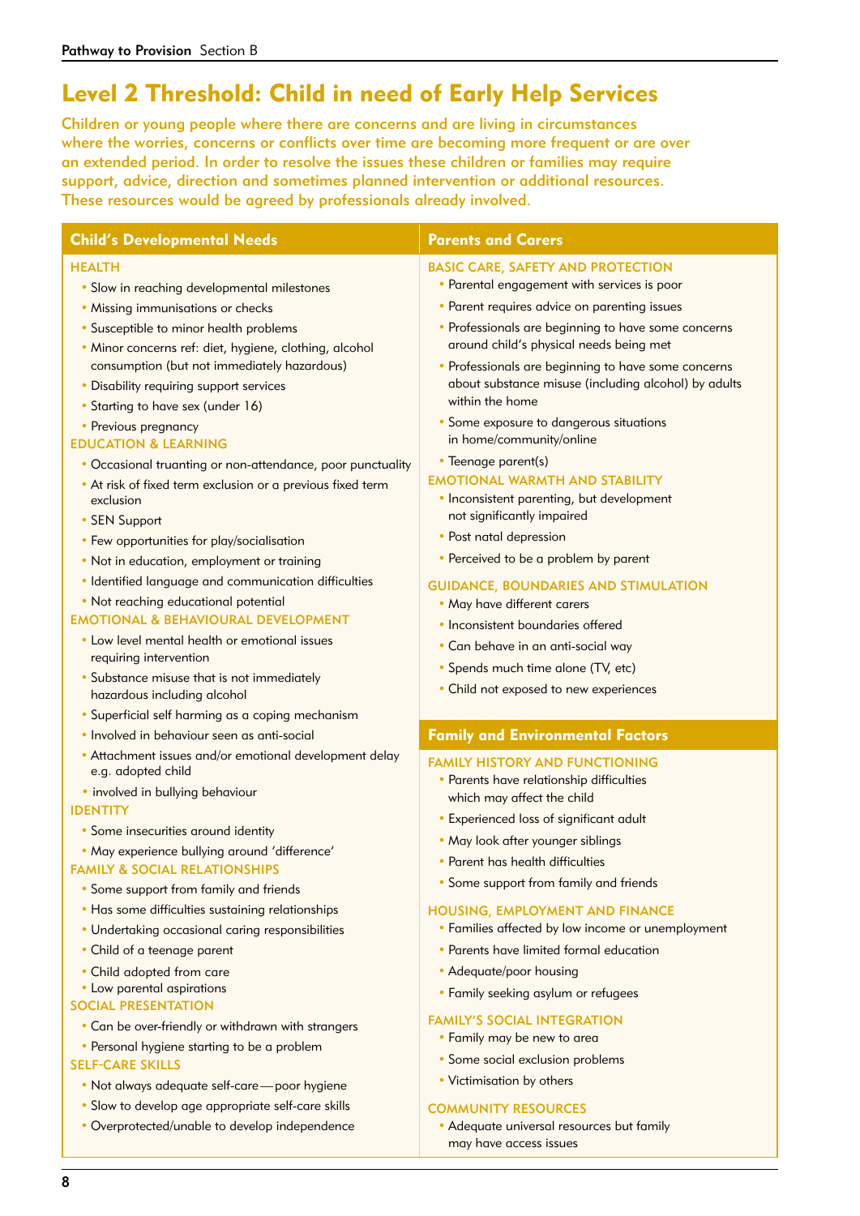# Level 2 Threshold: Child in need of Early Help Services

**Children or young people where there are concerns and are living in circumstances where the worries, concerns or conflicts over time are becoming more frequent or are over an extended period. In order to resolve the issues these children or families may require support, advice, direction and sometimes planned intervention or additional resources. These resources would be agreed by professionals already involved.**

## Child's Developmental Needs

### HEALTH

- Slow in reaching developmental milestones
- Missing immunisations or checks
- Susceptible to minor health problems
- Minor concerns ref: diet, hygiene, clothing, alcohol consumption (but not immediately hazardous)
- Disability requiring support services
- Starting to have sex (under 16)
- Previous pregnancy

### EDUCATION & LEARNING

- Occasional truanting or non-attendance, poor punctuality
- At risk of fixed term exclusion or a previous fixed term exclusion
- SEN Support
- Few opportunities for play/socialisation
- Not in education, employment or training
- Identified language and communication difficulties
- Not reaching educational potential

### EMOTIONAL & BEHAVIOURAL DEVELOPMENT

- Low level mental health or emotional issues requiring intervention
- Substance misuse that is not immediately hazardous including alcohol
- Superficial self harming as a coping mechanism
- Involved in behaviour seen as anti-social
- Attachment issues and/or emotional development delay e.g. adopted child
- involved in bullying behaviour

### IDENTITY

- Some insecurities around identity
- May experience bullying around 'difference'

### FAMILY & SOCIAL RELATIONSHIPS

- Some support from family and friends
- Has some difficulties sustaining relationships
- Undertaking occasional caring responsibilities
- Child of a teenage parent
- Child adopted from care
- Low parental aspirations

### SOCIAL PRESENTATION

- Can be over-friendly or withdrawn with strangers
- Personal hygiene starting to be a problem

### SELF-CARE SKILLS

- Not always adequate self-care — poor hygiene
- Slow to develop age appropriate self-care skills
- Overprotected/unable to develop independence

## Parents and Carers

### BASIC CARE, SAFETY AND PROTECTION

- Parental engagement with services is poor
- Parent requires advice on parenting issues
- Professionals are beginning to have some concerns around child's physical needs being met
- Professionals are beginning to have some concerns about substance misuse (including alcohol) by adults within the home
- Some exposure to dangerous situations in home/community/online
- Teenage parent(s)

### EMOTIONAL WARMTH AND STABILITY

- Inconsistent parenting, but development not significantly impaired
- Post natal depression
- Perceived to be a problem by parent

### GUIDANCE, BOUNDARIES AND STIMULATION

- May have different carers
- Inconsistent boundaries offered
- Can behave in an anti-social way
- Spends much time alone (TV, etc)
- Child not exposed to new experiences

## Family and Environmental Factors

### FAMILY HISTORY AND FUNCTIONING

- Parents have relationship difficulties which may affect the child
- Experienced loss of significant adult
- May look after younger siblings
- Parent has health difficulties
- Some support from family and friends

### HOUSING, EMPLOYMENT AND FINANCE

- Families affected by low income or unemployment
- Parents have limited formal education
- Adequate/poor housing
- Family seeking asylum or refugees

### FAMILY'S SOCIAL INTEGRATION

- Family may be new to area
- Some social exclusion problems
- Victimisation by others

### COMMUNITY RESOURCES

- Adequate universal resources but family may have access issues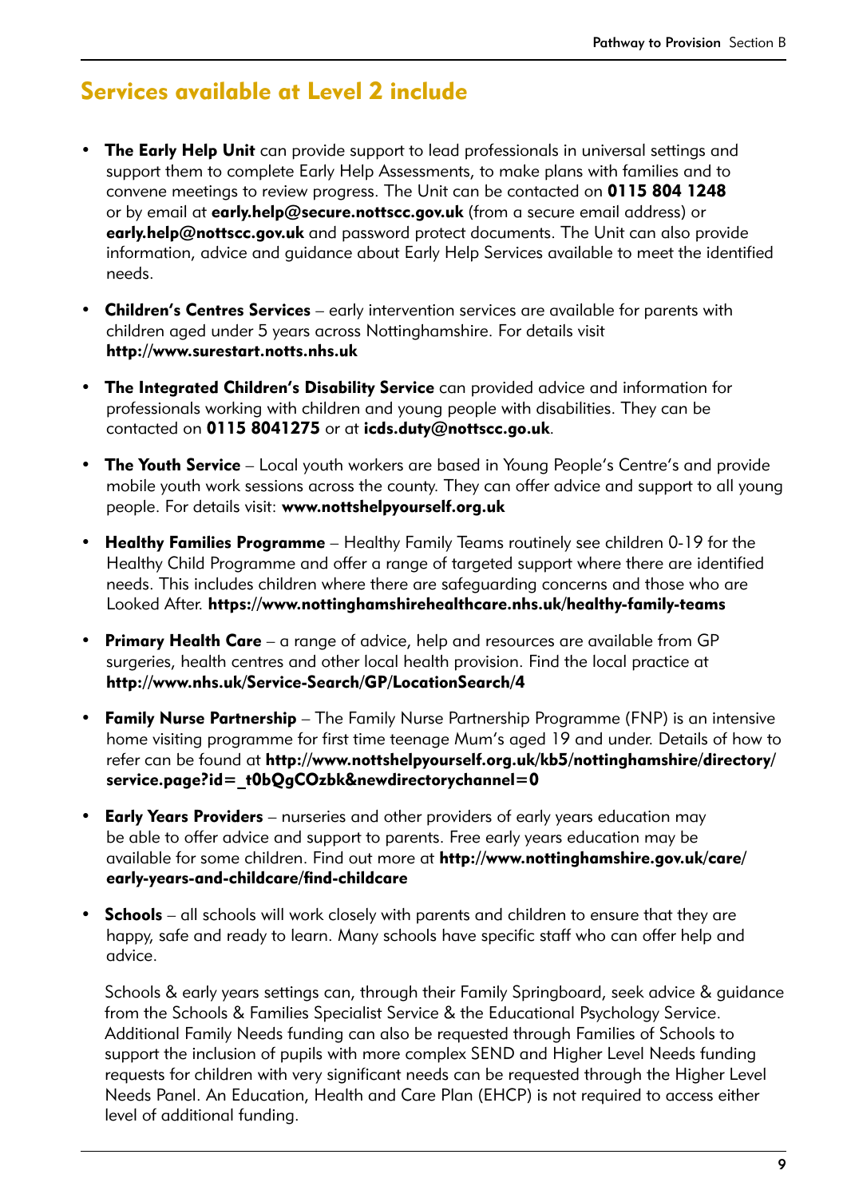## Services available at Level 2 include

- **The Early Help Unit** can provide support to lead professionals in universal settings and support them to complete Early Help Assessments, to make plans with families and to convene meetings to review progress. The Unit can be contacted on **0115 804 1248** or by email at **early.help@secure.nottscc.gov.uk** (from a secure email address) or **early.help@nottscc.gov.uk** and password protect documents. The Unit can also provide information, advice and guidance about Early Help Services available to meet the identified needs.

- **Children's Centres Services** – early intervention services are available for parents with children aged under 5 years across Nottinghamshire. For details visit **http://www.surestart.notts.nhs.uk**

- **The Integrated Children's Disability Service** can provided advice and information for professionals working with children and young people with disabilities. They can be contacted on **0115 8041275** or at **icds.duty@nottscc.go.uk**.

- **The Youth Service** – Local youth workers are based in Young People's Centre's and provide mobile youth work sessions across the county. They can offer advice and support to all young people. For details visit: **www.nottshelpyourself.org.uk**

- **Healthy Families Programme** – Healthy Family Teams routinely see children 0-19 for the Healthy Child Programme and offer a range of targeted support where there are identified needs. This includes children where there are safeguarding concerns and those who are Looked After. **https://www.nottinghamshirehealthcare.nhs.uk/healthy-family-teams**

- **Primary Health Care** – a range of advice, help and resources are available from GP surgeries, health centres and other local health provision. Find the local practice at **http://www.nhs.uk/Service-Search/GP/LocationSearch/4**

- **Family Nurse Partnership** – The Family Nurse Partnership Programme (FNP) is an intensive home visiting programme for first time teenage Mum's aged 19 and under. Details of how to refer can be found at **http://www.nottshelpyourself.org.uk/kb5/nottinghamshire/directory/service.page?id=_t0bQgCOzbk&newdirectorychannel=0**

- **Early Years Providers** – nurseries and other providers of early years education may be able to offer advice and support to parents. Free early years education may be available for some children. Find out more at **http://www.nottinghamshire.gov.uk/care/early-years-and-childcare/find-childcare**

- **Schools** – all schools will work closely with parents and children to ensure that they are happy, safe and ready to learn. Many schools have specific staff who can offer help and advice.

  Schools & early years settings can, through their Family Springboard, seek advice & guidance from the Schools & Families Specialist Service & the Educational Psychology Service. Additional Family Needs funding can also be requested through Families of Schools to support the inclusion of pupils with more complex SEND and Higher Level Needs funding requests for children with very significant needs can be requested through the Higher Level Needs Panel. An Education, Health and Care Plan (EHCP) is not required to access either level of additional funding.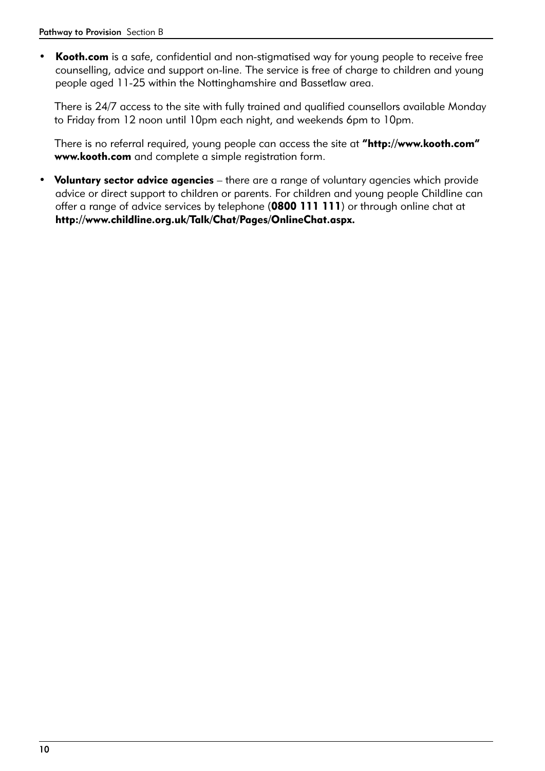- **Kooth.com** is a safe, confidential and non-stigmatised way for young people to receive free counselling, advice and support on-line. The service is free of charge to children and young people aged 11-25 within the Nottinghamshire and Bassetlaw area.

  There is 24/7 access to the site with fully trained and qualified counsellors available Monday to Friday from 12 noon until 10pm each night, and weekends 6pm to 10pm.

  There is no referral required, young people can access the site at **"http://www.kooth.com" www.kooth.com** and complete a simple registration form.

- **Voluntary sector advice agencies** – there are a range of voluntary agencies which provide advice or direct support to children or parents. For children and young people Childline can offer a range of advice services by telephone (**0800 111 111**) or through online chat at **http://www.childline.org.uk/Talk/Chat/Pages/OnlineChat.aspx.**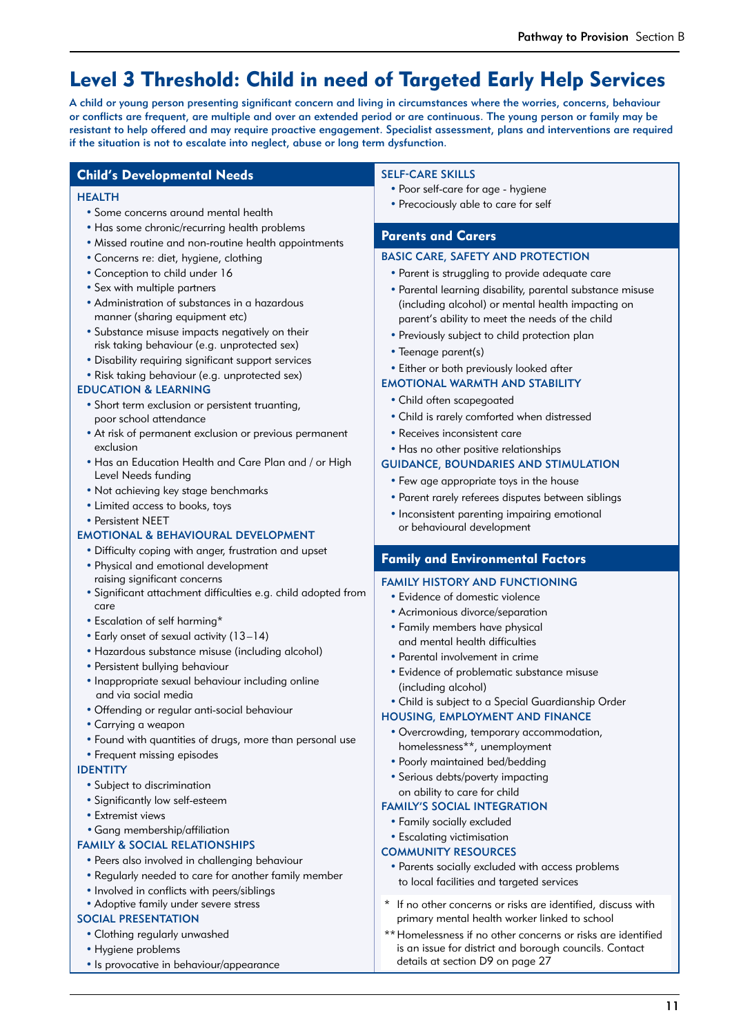# Level 3 Threshold: Child in need of Targeted Early Help Services

**A child or young person presenting significant concern and living in circumstances where the worries, concerns, behaviour or conflicts are frequent, are multiple and over an extended period or are continuous. The young person or family may be resistant to help offered and may require proactive engagement. Specialist assessment, plans and interventions are required if the situation is not to escalate into neglect, abuse or long term dysfunction.**

## Child's Developmental Needs

### HEALTH

- Some concerns around mental health
- Has some chronic/recurring health problems
- Missed routine and non-routine health appointments
- Concerns re: diet, hygiene, clothing
- Conception to child under 16
- Sex with multiple partners
- Administration of substances in a hazardous manner (sharing equipment etc)
- Substance misuse impacts negatively on their risk taking behaviour (e.g. unprotected sex)
- Disability requiring significant support services
- Risk taking behaviour (e.g. unprotected sex)

### EDUCATION & LEARNING

- Short term exclusion or persistent truanting, poor school attendance
- At risk of permanent exclusion or previous permanent exclusion
- Has an Education Health and Care Plan and / or High Level Needs funding
- Not achieving key stage benchmarks
- Limited access to books, toys
- Persistent NEET

### EMOTIONAL & BEHAVIOURAL DEVELOPMENT

- Difficulty coping with anger, frustration and upset
- Physical and emotional development raising significant concerns
- Significant attachment difficulties e.g. child adopted from care
- Escalation of self harming*
- Early onset of sexual activity (13–14)
- Hazardous substance misuse (including alcohol)
- Persistent bullying behaviour
- Inappropriate sexual behaviour including online and via social media
- Offending or regular anti-social behaviour
- Carrying a weapon
- Found with quantities of drugs, more than personal use
- Frequent missing episodes

### IDENTITY

- Subject to discrimination
- Significantly low self-esteem
- Extremist views
- Gang membership/affiliation

### FAMILY & SOCIAL RELATIONSHIPS

- Peers also involved in challenging behaviour
- Regularly needed to care for another family member
- Involved in conflicts with peers/siblings
- Adoptive family under severe stress

### SOCIAL PRESENTATION

- Clothing regularly unwashed
- Hygiene problems
- Is provocative in behaviour/appearance

### SELF-CARE SKILLS

- Poor self-care for age - hygiene
- Precociously able to care for self

## Parents and Carers

### BASIC CARE, SAFETY AND PROTECTION

- Parent is struggling to provide adequate care
- Parental learning disability, parental substance misuse (including alcohol) or mental health impacting on parent's ability to meet the needs of the child
- Previously subject to child protection plan
- Teenage parent(s)
- Either or both previously looked after

### EMOTIONAL WARMTH AND STABILITY

- Child often scapegoated
- Child is rarely comforted when distressed
- Receives inconsistent care
- Has no other positive relationships

### GUIDANCE, BOUNDARIES AND STIMULATION

- Few age appropriate toys in the house
- Parent rarely referees disputes between siblings
- Inconsistent parenting impairing emotional or behavioural development

## Family and Environmental Factors

### FAMILY HISTORY AND FUNCTIONING

- Evidence of domestic violence
- Acrimonious divorce/separation
- Family members have physical and mental health difficulties
- Parental involvement in crime
- Evidence of problematic substance misuse (including alcohol)
- Child is subject to a Special Guardianship Order

### HOUSING, EMPLOYMENT AND FINANCE

- Overcrowding, temporary accommodation, homelessness**, unemployment
- Poorly maintained bed/bedding
- Serious debts/poverty impacting on ability to care for child

### FAMILY'S SOCIAL INTEGRATION

- Family socially excluded
- Escalating victimisation

### COMMUNITY RESOURCES

- Parents socially excluded with access problems to local facilities and targeted services

\* If no other concerns or risks are identified, discuss with primary mental health worker linked to school

** Homelessness if no other concerns or risks are identified is an issue for district and borough councils. Contact details at section D9 on page 27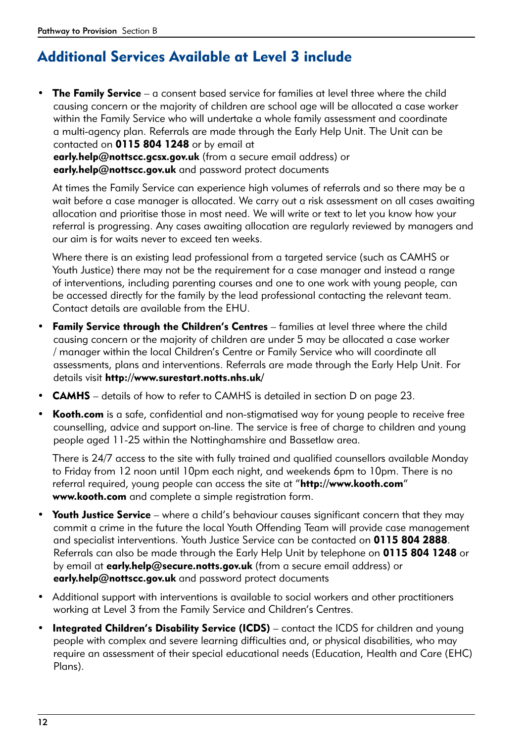## Additional Services Available at Level 3 include

- **The Family Service** – a consent based service for families at level three where the child causing concern or the majority of children are school age will be allocated a case worker within the Family Service who will undertake a whole family assessment and coordinate a multi-agency plan. Referrals are made through the Early Help Unit. The Unit can be contacted on **0115 804 1248** or by email at **early.help@nottscc.gcsx.gov.uk** (from a secure email address) or **early.help@nottscc.gov.uk** and password protect documents

  At times the Family Service can experience high volumes of referrals and so there may be a wait before a case manager is allocated. We carry out a risk assessment on all cases awaiting allocation and prioritise those in most need. We will write or text to let you know how your referral is progressing. Any cases awaiting allocation are regularly reviewed by managers and our aim is for waits never to exceed ten weeks.

  Where there is an existing lead professional from a targeted service (such as CAMHS or Youth Justice) there may not be the requirement for a case manager and instead a range of interventions, including parenting courses and one to one work with young people, can be accessed directly for the family by the lead professional contacting the relevant team. Contact details are available from the EHU.

- **Family Service through the Children's Centres** – families at level three where the child causing concern or the majority of children are under 5 may be allocated a case worker / manager within the local Children's Centre or Family Service who will coordinate all assessments, plans and interventions. Referrals are made through the Early Help Unit. For details visit **http://www.surestart.notts.nhs.uk/**

- **CAMHS** – details of how to refer to CAMHS is detailed in section D on page 23.

- **Kooth.com** is a safe, confidential and non-stigmatised way for young people to receive free counselling, advice and support on-line. The service is free of charge to children and young people aged 11-25 within the Nottinghamshire and Bassetlaw area.

  There is 24/7 access to the site with fully trained and qualified counsellors available Monday to Friday from 12 noon until 10pm each night, and weekends 6pm to 10pm. There is no referral required, young people can access the site at "**http://www.kooth.com**" **www.kooth.com** and complete a simple registration form.

- **Youth Justice Service** – where a child's behaviour causes significant concern that they may commit a crime in the future the local Youth Offending Team will provide case management and specialist interventions. Youth Justice Service can be contacted on **0115 804 2888**. Referrals can also be made through the Early Help Unit by telephone on **0115 804 1248** or by email at **early.help@secure.notts.gov.uk** (from a secure email address) or **early.help@nottscc.gov.uk** and password protect documents

- Additional support with interventions is available to social workers and other practitioners working at Level 3 from the Family Service and Children's Centres.

- **Integrated Children's Disability Service (ICDS)** – contact the ICDS for children and young people with complex and severe learning difficulties and, or physical disabilities, who may require an assessment of their special educational needs (Education, Health and Care (EHC) Plans).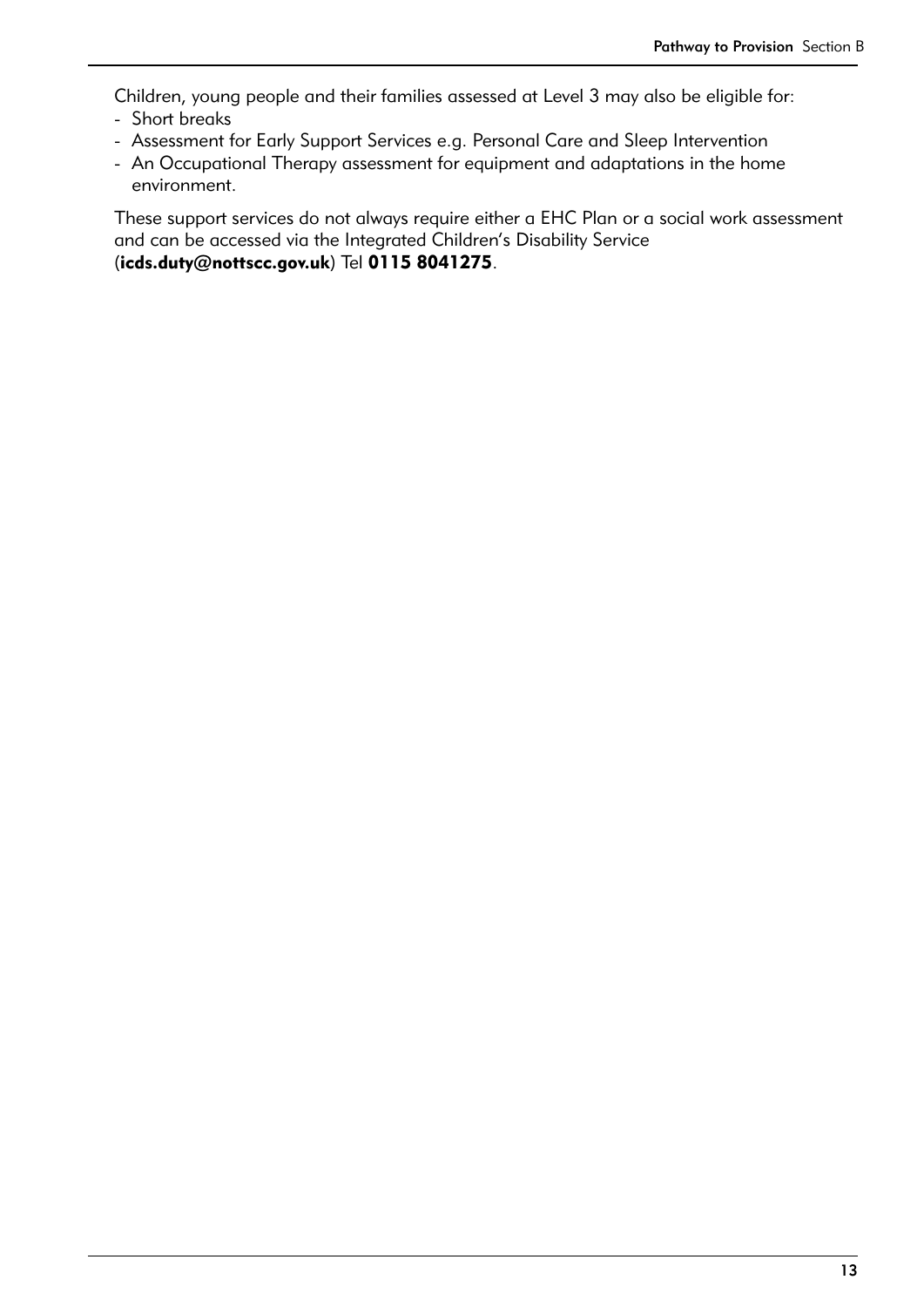Children, young people and their families assessed at Level 3 may also be eligible for:

- Short breaks
- Assessment for Early Support Services e.g. Personal Care and Sleep Intervention
- An Occupational Therapy assessment for equipment and adaptations in the home environment.

These support services do not always require either a EHC Plan or a social work assessment and can be accessed via the Integrated Children's Disability Service (**icds.duty@nottscc.gov.uk**) Tel **0115 8041275**.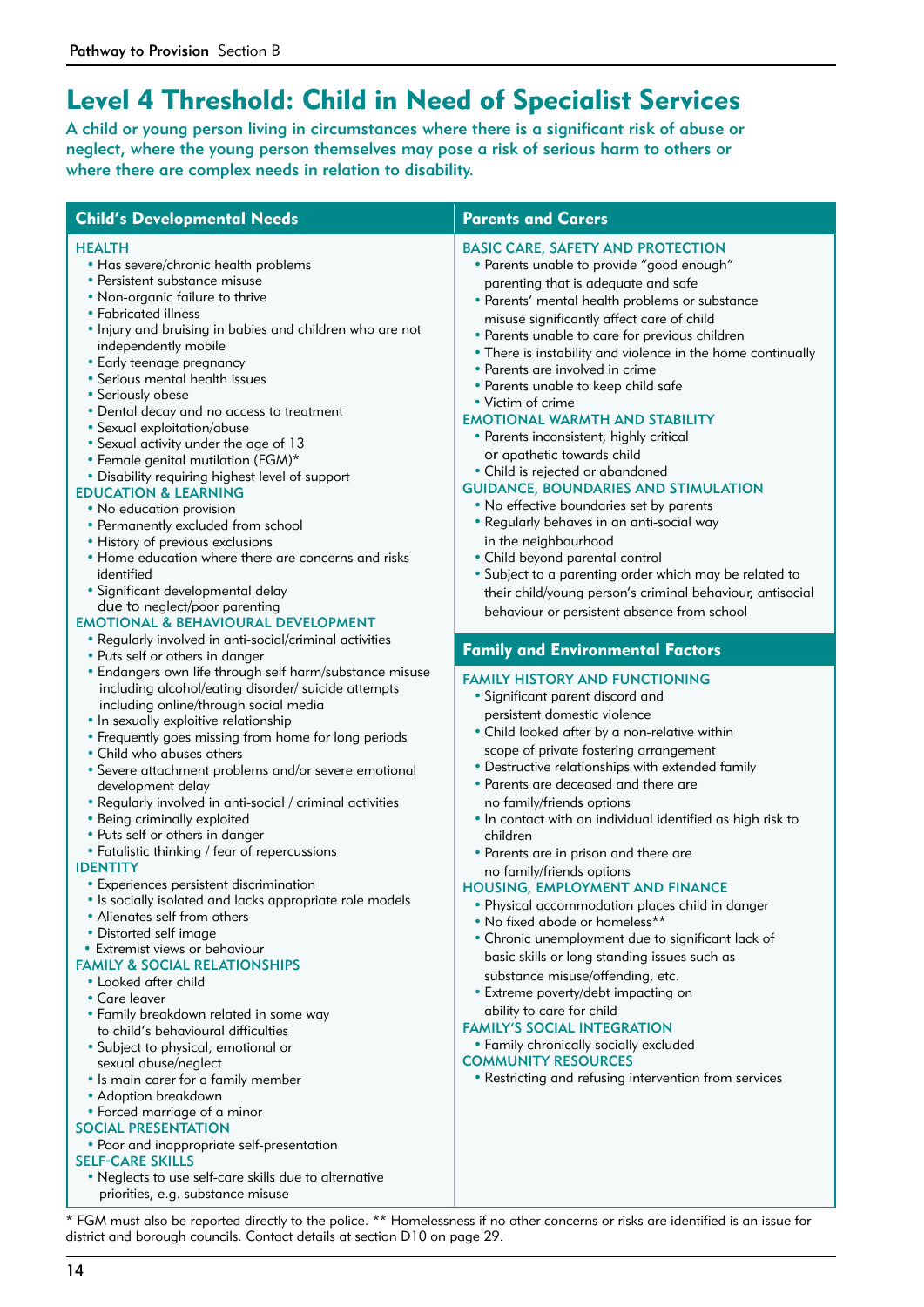# Level 4 Threshold: Child in Need of Specialist Services

**A child or young person living in circumstances where there is a significant risk of abuse or neglect, where the young person themselves may pose a risk of serious harm to others or where there are complex needs in relation to disability.**

## Child's Developmental Needs

### HEALTH
- Has severe/chronic health problems
- Persistent substance misuse
- Non-organic failure to thrive
- Fabricated illness
- Injury and bruising in babies and children who are not independently mobile
- Early teenage pregnancy
- Serious mental health issues
- Seriously obese
- Dental decay and no access to treatment
- Sexual exploitation/abuse
- Sexual activity under the age of 13
- Female genital mutilation (FGM)*
- Disability requiring highest level of support

### EDUCATION & LEARNING
- No education provision
- Permanently excluded from school
- History of previous exclusions
- Home education where there are concerns and risks identified
- Significant developmental delay due to neglect/poor parenting

### EMOTIONAL & BEHAVIOURAL DEVELOPMENT
- Regularly involved in anti-social/criminal activities
- Puts self or others in danger
- Endangers own life through self harm/substance misuse including alcohol/eating disorder/ suicide attempts including online/through social media
- In sexually exploitive relationship
- Frequently goes missing from home for long periods
- Child who abuses others
- Severe attachment problems and/or severe emotional development delay
- Regularly involved in anti-social / criminal activities
- Being criminally exploited
- Puts self or others in danger
- Fatalistic thinking / fear of repercussions

### IDENTITY
- Experiences persistent discrimination
- Is socially isolated and lacks appropriate role models
- Alienates self from others
- Distorted self image
- Extremist views or behaviour

### FAMILY & SOCIAL RELATIONSHIPS
- Looked after child
- Care leaver
- Family breakdown related in some way to child's behavioural difficulties
- Subject to physical, emotional or sexual abuse/neglect
- Is main carer for a family member
- Adoption breakdown
- Forced marriage of a minor

### SOCIAL PRESENTATION
- Poor and inappropriate self-presentation

### SELF-CARE SKILLS
- Neglects to use self-care skills due to alternative priorities, e.g. substance misuse

## Parents and Carers

### BASIC CARE, SAFETY AND PROTECTION
- Parents unable to provide "good enough" parenting that is adequate and safe
- Parents' mental health problems or substance misuse significantly affect care of child
- Parents unable to care for previous children
- There is instability and violence in the home continually
- Parents are involved in crime
- Parents unable to keep child safe
- Victim of crime

### EMOTIONAL WARMTH AND STABILITY
- Parents inconsistent, highly critical or apathetic towards child
- Child is rejected or abandoned

### GUIDANCE, BOUNDARIES AND STIMULATION
- No effective boundaries set by parents
- Regularly behaves in an anti-social way in the neighbourhood
- Child beyond parental control
- Subject to a parenting order which may be related to their child/young person's criminal behaviour, antisocial behaviour or persistent absence from school

## Family and Environmental Factors

### FAMILY HISTORY AND FUNCTIONING
- Significant parent discord and persistent domestic violence
- Child looked after by a non-relative within scope of private fostering arrangement
- Destructive relationships with extended family
- Parents are deceased and there are no family/friends options
- In contact with an individual identified as high risk to children
- Parents are in prison and there are no family/friends options

### HOUSING, EMPLOYMENT AND FINANCE
- Physical accommodation places child in danger
- No fixed abode or homeless**
- Chronic unemployment due to significant lack of basic skills or long standing issues such as substance misuse/offending, etc.
- Extreme poverty/debt impacting on ability to care for child

### FAMILY'S SOCIAL INTEGRATION
- Family chronically socially excluded

### COMMUNITY RESOURCES
- Restricting and refusing intervention from services

* FGM must also be reported directly to the police. ** Homelessness if no other concerns or risks are identified is an issue for district and borough councils. Contact details at section D10 on page 29.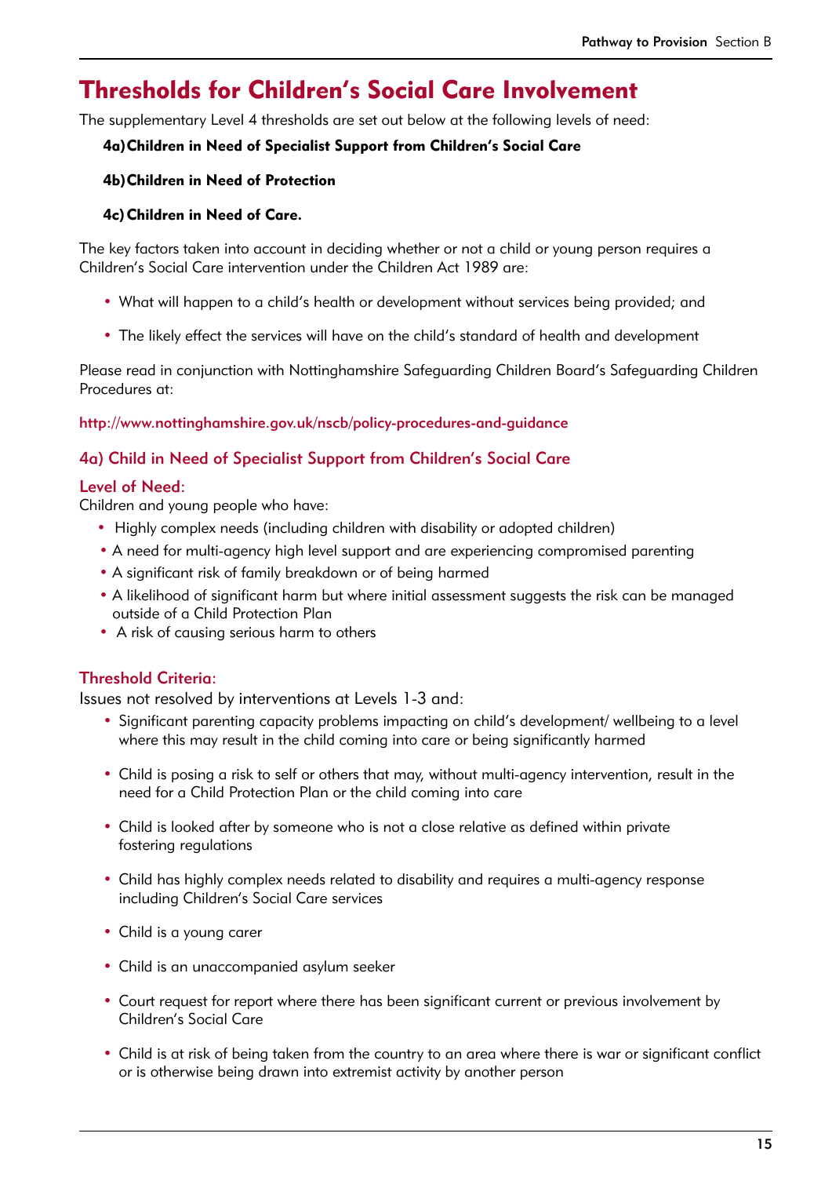# Thresholds for Children's Social Care Involvement

The supplementary Level 4 thresholds are set out below at the following levels of need:

**4a) Children in Need of Specialist Support from Children's Social Care**

**4b) Children in Need of Protection**

**4c) Children in Need of Care.**

The key factors taken into account in deciding whether or not a child or young person requires a Children's Social Care intervention under the Children Act 1989 are:

- What will happen to a child's health or development without services being provided; and
- The likely effect the services will have on the child's standard of health and development

Please read in conjunction with Nottinghamshire Safeguarding Children Board's Safeguarding Children Procedures at:

http://www.nottinghamshire.gov.uk/nscb/policy-procedures-and-guidance

## 4a) Child in Need of Specialist Support from Children's Social Care

### Level of Need:

Children and young people who have:

- Highly complex needs (including children with disability or adopted children)
- A need for multi-agency high level support and are experiencing compromised parenting
- A significant risk of family breakdown or of being harmed
- A likelihood of significant harm but where initial assessment suggests the risk can be managed outside of a Child Protection Plan
- A risk of causing serious harm to others

### Threshold Criteria:

Issues not resolved by interventions at Levels 1-3 and:

- Significant parenting capacity problems impacting on child's development/ wellbeing to a level where this may result in the child coming into care or being significantly harmed
- Child is posing a risk to self or others that may, without multi-agency intervention, result in the need for a Child Protection Plan or the child coming into care
- Child is looked after by someone who is not a close relative as defined within private fostering regulations
- Child has highly complex needs related to disability and requires a multi-agency response including Children's Social Care services
- Child is a young carer
- Child is an unaccompanied asylum seeker
- Court request for report where there has been significant current or previous involvement by Children's Social Care
- Child is at risk of being taken from the country to an area where there is war or significant conflict or is otherwise being drawn into extremist activity by another person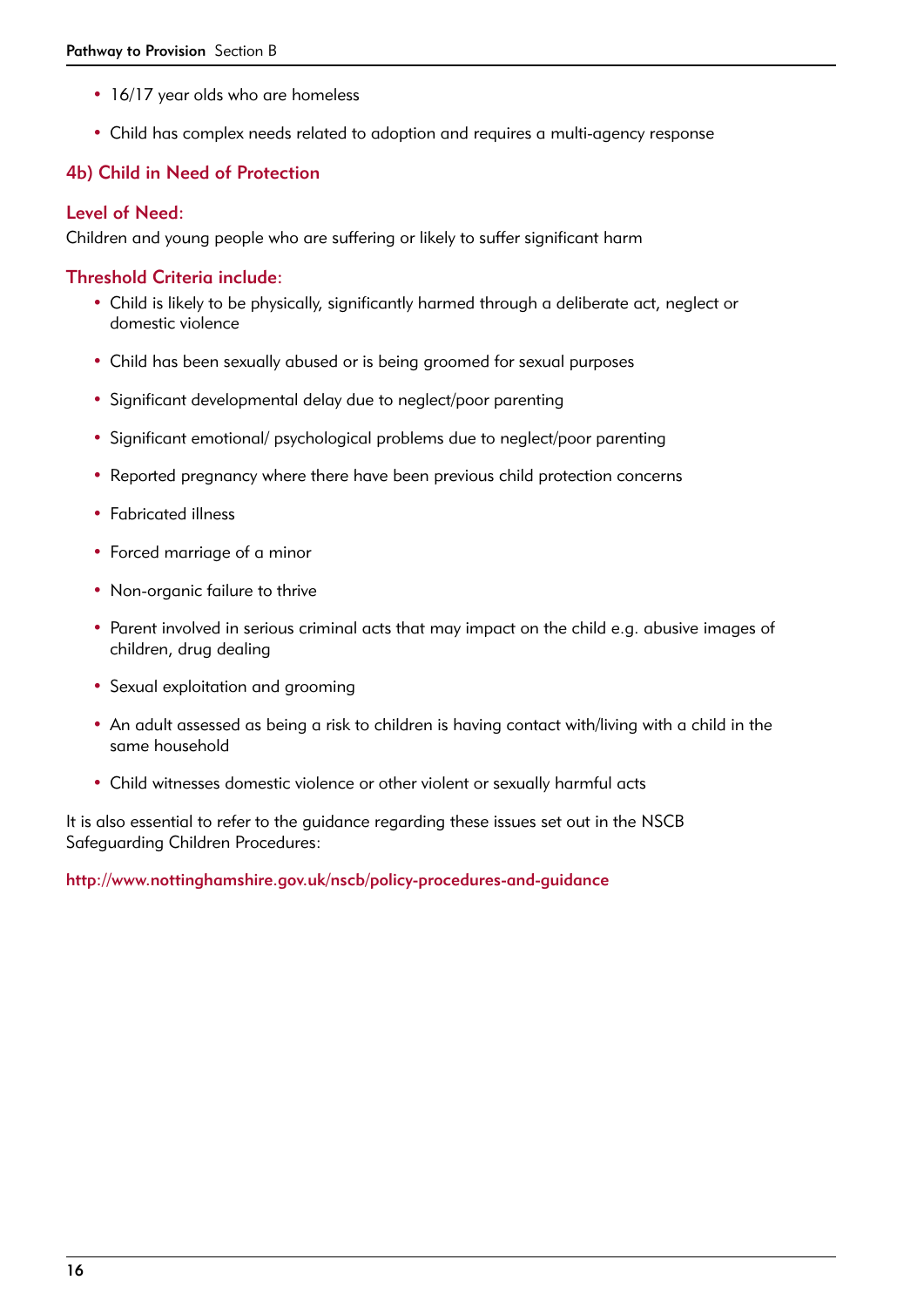- 16/17 year olds who are homeless
- Child has complex needs related to adoption and requires a multi-agency response

### 4b) Child in Need of Protection

#### Level of Need:

Children and young people who are suffering or likely to suffer significant harm

#### Threshold Criteria include:

- Child is likely to be physically, significantly harmed through a deliberate act, neglect or domestic violence
- Child has been sexually abused or is being groomed for sexual purposes
- Significant developmental delay due to neglect/poor parenting
- Significant emotional/ psychological problems due to neglect/poor parenting
- Reported pregnancy where there have been previous child protection concerns
- Fabricated illness
- Forced marriage of a minor
- Non-organic failure to thrive
- Parent involved in serious criminal acts that may impact on the child e.g. abusive images of children, drug dealing
- Sexual exploitation and grooming
- An adult assessed as being a risk to children is having contact with/living with a child in the same household
- Child witnesses domestic violence or other violent or sexually harmful acts

It is also essential to refer to the guidance regarding these issues set out in the NSCB Safeguarding Children Procedures:

http://www.nottinghamshire.gov.uk/nscb/policy-procedures-and-guidance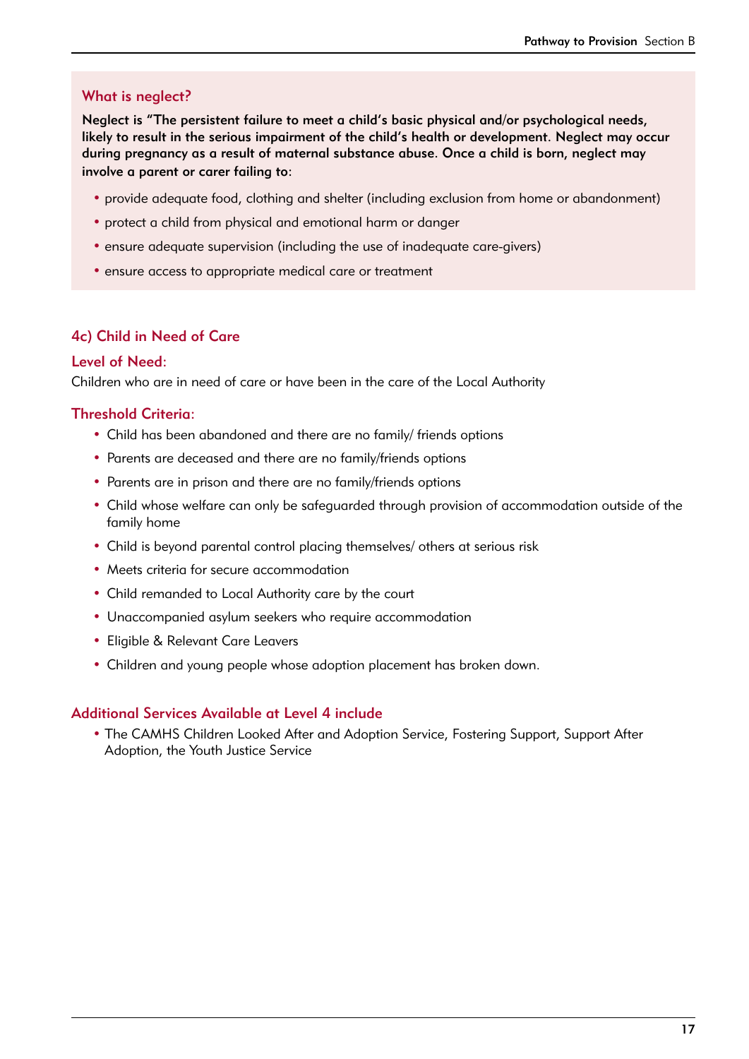### What is neglect?

**Neglect is "The persistent failure to meet a child's basic physical and/or psychological needs, likely to result in the serious impairment of the child's health or development. Neglect may occur during pregnancy as a result of maternal substance abuse. Once a child is born, neglect may involve a parent or carer failing to:**

- provide adequate food, clothing and shelter (including exclusion from home or abandonment)
- protect a child from physical and emotional harm or danger
- ensure adequate supervision (including the use of inadequate care-givers)
- ensure access to appropriate medical care or treatment

## 4c) Child in Need of Care

### Level of Need:

Children who are in need of care or have been in the care of the Local Authority

### Threshold Criteria:

- Child has been abandoned and there are no family/ friends options
- Parents are deceased and there are no family/friends options
- Parents are in prison and there are no family/friends options
- Child whose welfare can only be safeguarded through provision of accommodation outside of the family home
- Child is beyond parental control placing themselves/ others at serious risk
- Meets criteria for secure accommodation
- Child remanded to Local Authority care by the court
- Unaccompanied asylum seekers who require accommodation
- Eligible & Relevant Care Leavers
- Children and young people whose adoption placement has broken down.

### Additional Services Available at Level 4 include

- The CAMHS Children Looked After and Adoption Service, Fostering Support, Support After Adoption, the Youth Justice Service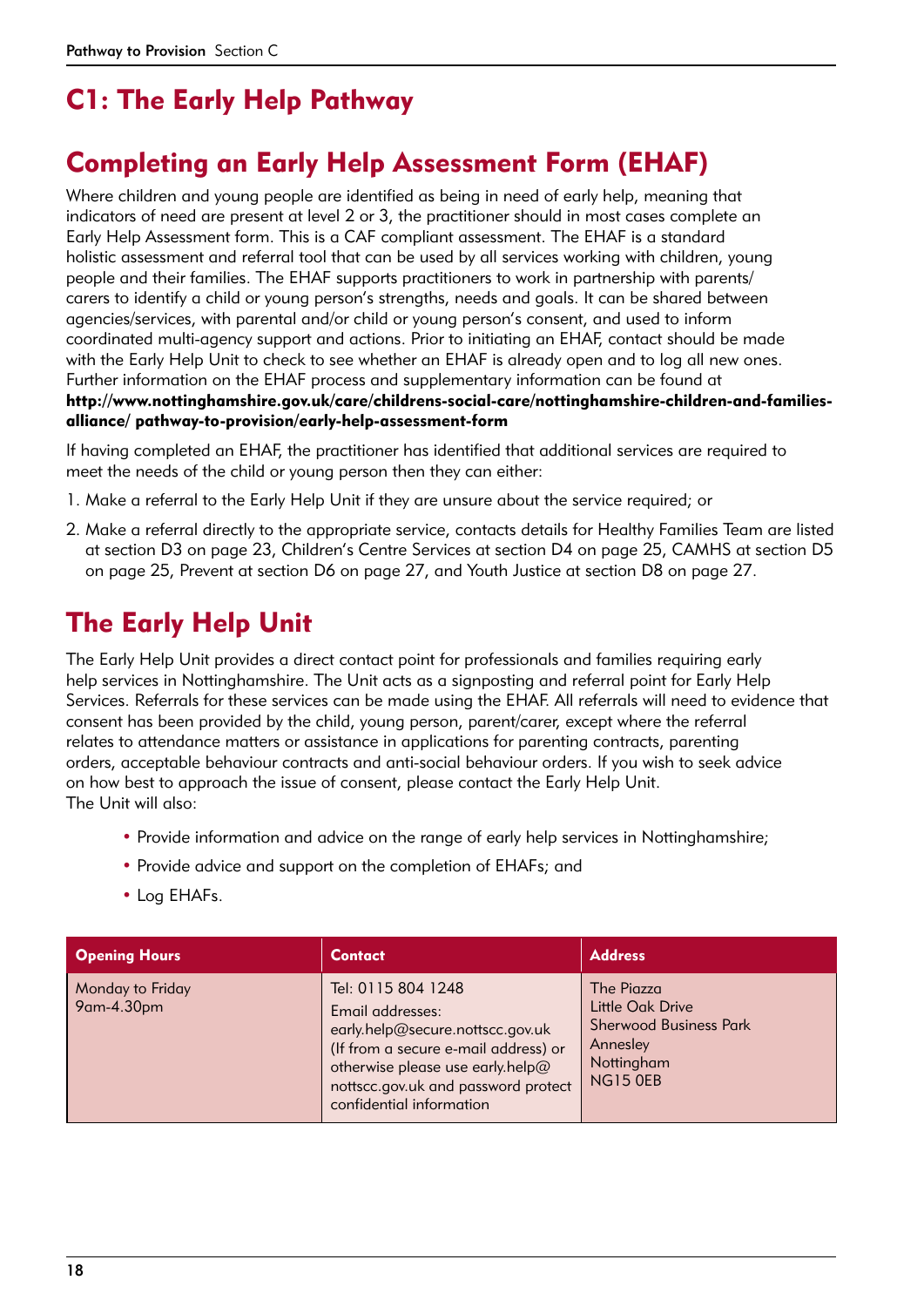# C1: The Early Help Pathway

## Completing an Early Help Assessment Form (EHAF)

Where children and young people are identified as being in need of early help, meaning that indicators of need are present at level 2 or 3, the practitioner should in most cases complete an Early Help Assessment form. This is a CAF compliant assessment. The EHAF is a standard holistic assessment and referral tool that can be used by all services working with children, young people and their families. The EHAF supports practitioners to work in partnership with parents/carers to identify a child or young person's strengths, needs and goals. It can be shared between agencies/services, with parental and/or child or young person's consent, and used to inform coordinated multi-agency support and actions. Prior to initiating an EHAF, contact should be made with the Early Help Unit to check to see whether an EHAF is already open and to log all new ones. Further information on the EHAF process and supplementary information can be found at **http://www.nottinghamshire.gov.uk/care/childrens-social-care/nottinghamshire-children-and-families-alliance/ pathway-to-provision/early-help-assessment-form**

If having completed an EHAF, the practitioner has identified that additional services are required to meet the needs of the child or young person then they can either:

1. Make a referral to the Early Help Unit if they are unsure about the service required; or
2. Make a referral directly to the appropriate service, contacts details for Healthy Families Team are listed at section D3 on page 23, Children's Centre Services at section D4 on page 25, CAMHS at section D5 on page 25, Prevent at section D6 on page 27, and Youth Justice at section D8 on page 27.

## The Early Help Unit

The Early Help Unit provides a direct contact point for professionals and families requiring early help services in Nottinghamshire. The Unit acts as a signposting and referral point for Early Help Services. Referrals for these services can be made using the EHAF. All referrals will need to evidence that consent has been provided by the child, young person, parent/carer, except where the referral relates to attendance matters or assistance in applications for parenting contracts, parenting orders, acceptable behaviour contracts and anti-social behaviour orders. If you wish to seek advice on how best to approach the issue of consent, please contact the Early Help Unit.
The Unit will also:

- Provide information and advice on the range of early help services in Nottinghamshire;
- Provide advice and support on the completion of EHAFs; and
- Log EHAFs.

| Opening Hours | Contact | Address |
|---|---|---|
| Monday to Friday<br>9am-4.30pm | Tel: 0115 804 1248<br>Email addresses:<br>early.help@secure.nottscc.gov.uk (If from a secure e-mail address) or otherwise please use early.help@nottscc.gov.uk and password protect confidential information | The Piazza<br>Little Oak Drive<br>Sherwood Business Park<br>Annesley<br>Nottingham<br>NG15 0EB |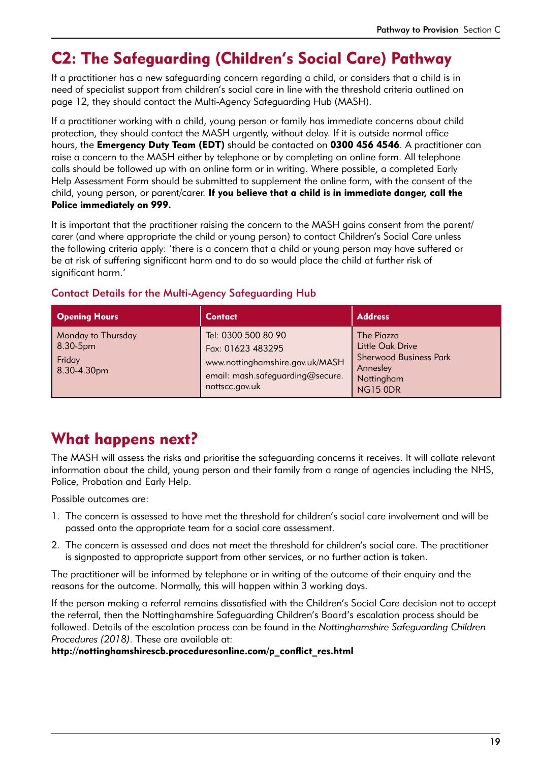## C2: The Safeguarding (Children's Social Care) Pathway

If a practitioner has a new safeguarding concern regarding a child, or considers that a child is in need of specialist support from children's social care in line with the threshold criteria outlined on page 12, they should contact the Multi-Agency Safeguarding Hub (MASH).

If a practitioner working with a child, young person or family has immediate concerns about child protection, they should contact the MASH urgently, without delay. If it is outside normal office hours, the **Emergency Duty Team (EDT)** should be contacted on **0300 456 4546**. A practitioner can raise a concern to the MASH either by telephone or by completing an online form. All telephone calls should be followed up with an online form or in writing. Where possible, a completed Early Help Assessment Form should be submitted to supplement the online form, with the consent of the child, young person, or parent/carer. **If you believe that a child is in immediate danger, call the Police immediately on 999.**

It is important that the practitioner raising the concern to the MASH gains consent from the parent/carer (and where appropriate the child or young person) to contact Children's Social Care unless the following criteria apply: 'there is a concern that a child or young person may have suffered or be at risk of suffering significant harm and to do so would place the child at further risk of significant harm.'

### Contact Details for the Multi-Agency Safeguarding Hub

| Opening Hours | Contact | Address |
|---|---|---|
| Monday to Thursday 8.30-5pm<br>Friday 8.30-4.30pm | Tel: 0300 500 80 90<br>Fax: 01623 483295<br>www.nottinghamshire.gov.uk/MASH<br>email: mash.safeguarding@secure.nottscc.gov.uk | The Piazza<br>Little Oak Drive<br>Sherwood Business Park<br>Annesley<br>Nottingham<br>NG15 0DR |

## What happens next?

The MASH will assess the risks and prioritise the safeguarding concerns it receives. It will collate relevant information about the child, young person and their family from a range of agencies including the NHS, Police, Probation and Early Help.

Possible outcomes are:

1. The concern is assessed to have met the threshold for children's social care involvement and will be passed onto the appropriate team for a social care assessment.
2. The concern is assessed and does not meet the threshold for children's social care. The practitioner is signposted to appropriate support from other services, or no further action is taken.

The practitioner will be informed by telephone or in writing of the outcome of their enquiry and the reasons for the outcome. Normally, this will happen within 3 working days.

If the person making a referral remains dissatisfied with the Children's Social Care decision not to accept the referral, then the Nottinghamshire Safeguarding Children's Board's escalation process should be followed. Details of the escalation process can be found in the *Nottinghamshire Safeguarding Children Procedures (2018)*. These are available at:
**http://nottinghamshirescb.proceduresonline.com/p_conflict_res.html**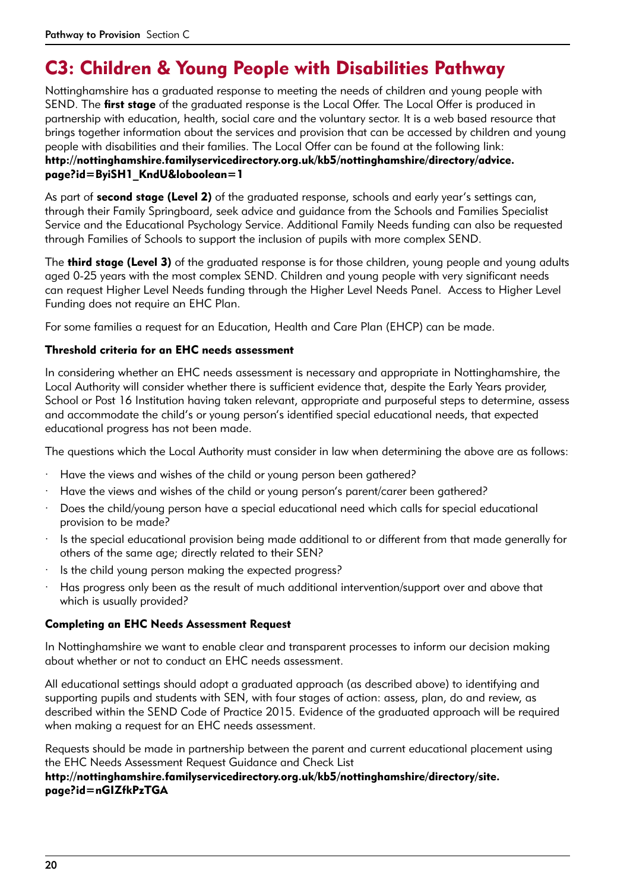# C3: Children & Young People with Disabilities Pathway

Nottinghamshire has a graduated response to meeting the needs of children and young people with SEND. The **first stage** of the graduated response is the Local Offer. The Local Offer is produced in partnership with education, health, social care and the voluntary sector. It is a web based resource that brings together information about the services and provision that can be accessed by children and young people with disabilities and their families. The Local Offer can be found at the following link: **http://nottinghamshire.familyservicedirectory.org.uk/kb5/nottinghamshire/directory/advice.page?id=ByiSH1_KndU&loboolean=1**

As part of **second stage (Level 2)** of the graduated response, schools and early year's settings can, through their Family Springboard, seek advice and guidance from the Schools and Families Specialist Service and the Educational Psychology Service. Additional Family Needs funding can also be requested through Families of Schools to support the inclusion of pupils with more complex SEND.

The **third stage (Level 3)** of the graduated response is for those children, young people and young adults aged 0-25 years with the most complex SEND. Children and young people with very significant needs can request Higher Level Needs funding through the Higher Level Needs Panel. Access to Higher Level Funding does not require an EHC Plan.

For some families a request for an Education, Health and Care Plan (EHCP) can be made.

### Threshold criteria for an EHC needs assessment

In considering whether an EHC needs assessment is necessary and appropriate in Nottinghamshire, the Local Authority will consider whether there is sufficient evidence that, despite the Early Years provider, School or Post 16 Institution having taken relevant, appropriate and purposeful steps to determine, assess and accommodate the child's or young person's identified special educational needs, that expected educational progress has not been made.

The questions which the Local Authority must consider in law when determining the above are as follows:

- Have the views and wishes of the child or young person been gathered?
- Have the views and wishes of the child or young person's parent/carer been gathered?
- Does the child/young person have a special educational need which calls for special educational provision to be made?
- Is the special educational provision being made additional to or different from that made generally for others of the same age; directly related to their SEN?
- Is the child young person making the expected progress?
- Has progress only been as the result of much additional intervention/support over and above that which is usually provided?

### Completing an EHC Needs Assessment Request

In Nottinghamshire we want to enable clear and transparent processes to inform our decision making about whether or not to conduct an EHC needs assessment.

All educational settings should adopt a graduated approach (as described above) to identifying and supporting pupils and students with SEN, with four stages of action: assess, plan, do and review, as described within the SEND Code of Practice 2015. Evidence of the graduated approach will be required when making a request for an EHC needs assessment.

Requests should be made in partnership between the parent and current educational placement using the EHC Needs Assessment Request Guidance and Check List **http://nottinghamshire.familyservicedirectory.org.uk/kb5/nottinghamshire/directory/site.page?id=nGIZfkPzTGA**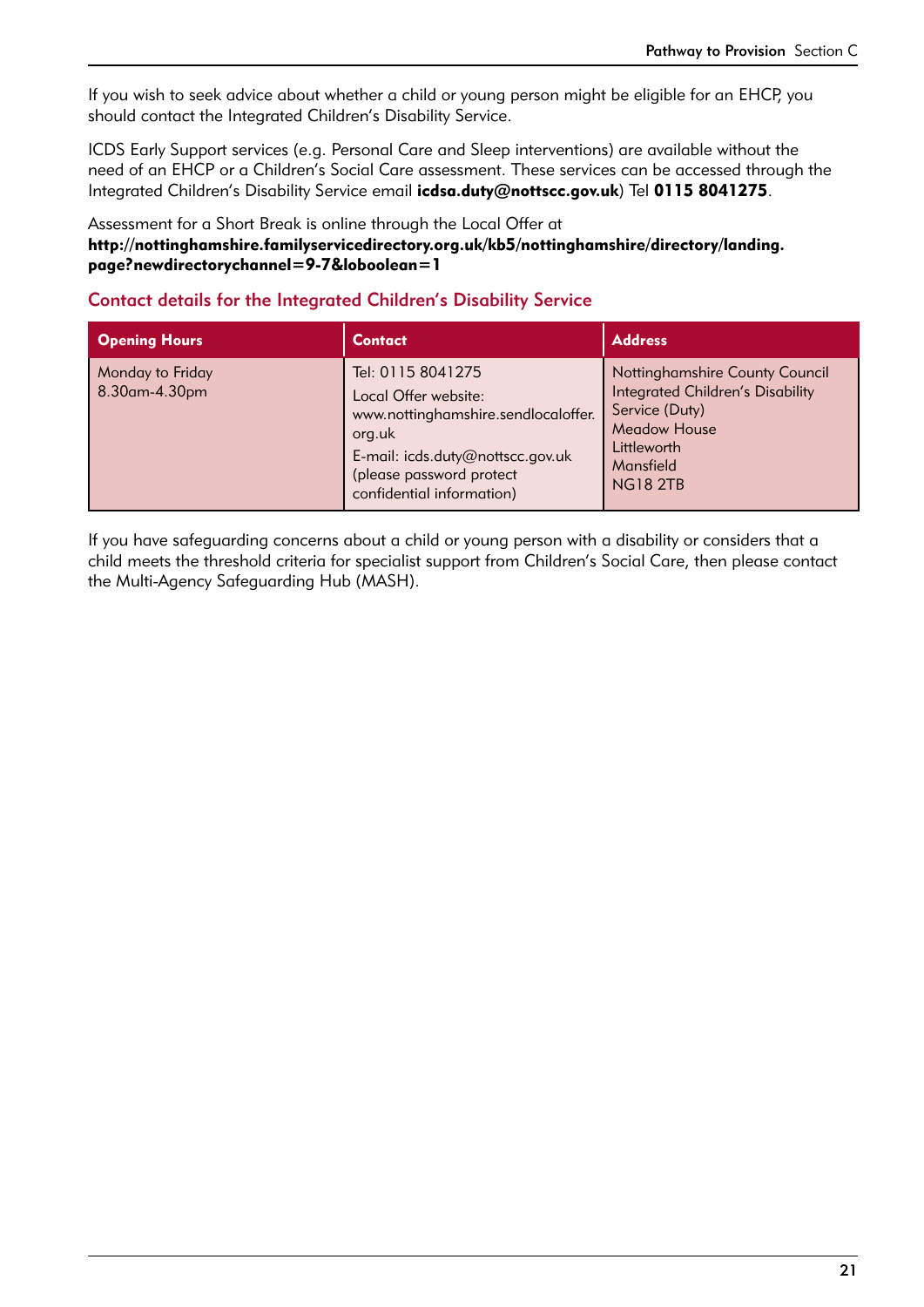If you wish to seek advice about whether a child or young person might be eligible for an EHCP, you should contact the Integrated Children's Disability Service.

ICDS Early Support services (e.g. Personal Care and Sleep interventions) are available without the need of an EHCP or a Children's Social Care assessment. These services can be accessed through the Integrated Children's Disability Service email **icdsa.duty@nottscc.gov.uk**) Tel **0115 8041275**.

Assessment for a Short Break is online through the Local Offer at **http://nottinghamshire.familyservicedirectory.org.uk/kb5/nottinghamshire/directory/landing.page?newdirectorychannel=9-7&loboolean=1**

## Contact details for the Integrated Children's Disability Service

| Opening Hours | Contact | Address |
| --- | --- | --- |
| Monday to Friday 8.30am-4.30pm | Tel: 0115 8041275<br>Local Offer website: www.nottinghamshire.sendlocaloffer.org.uk<br>E-mail: icds.duty@nottscc.gov.uk (please password protect confidential information) | Nottinghamshire County Council<br>Integrated Children's Disability Service (Duty)<br>Meadow House<br>Littleworth<br>Mansfield<br>NG18 2TB |

If you have safeguarding concerns about a child or young person with a disability or considers that a child meets the threshold criteria for specialist support from Children's Social Care, then please contact the Multi-Agency Safeguarding Hub (MASH).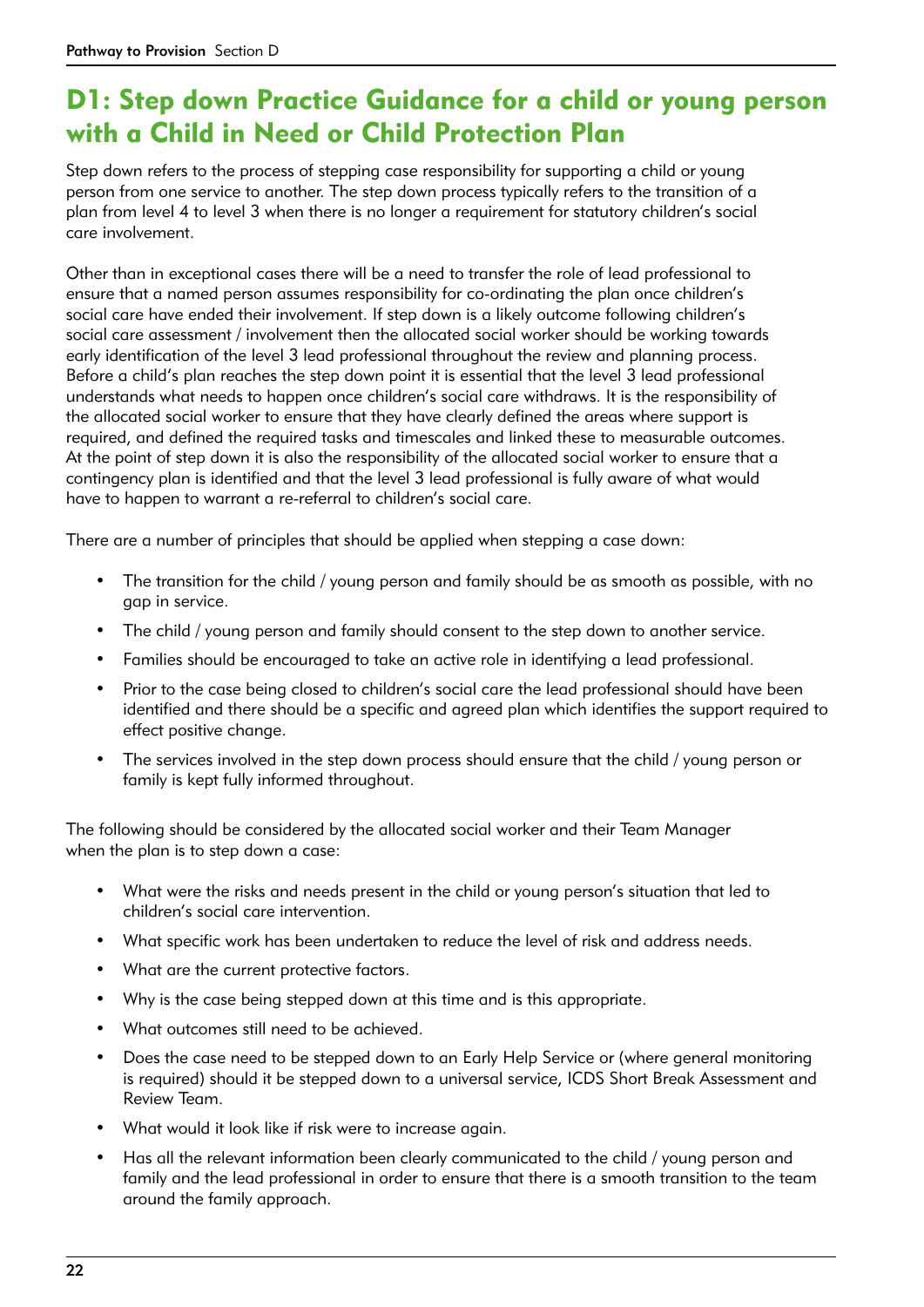## D1: Step down Practice Guidance for a child or young person with a Child in Need or Child Protection Plan

Step down refers to the process of stepping case responsibility for supporting a child or young person from one service to another. The step down process typically refers to the transition of a plan from level 4 to level 3 when there is no longer a requirement for statutory children's social care involvement.

Other than in exceptional cases there will be a need to transfer the role of lead professional to ensure that a named person assumes responsibility for co-ordinating the plan once children's social care have ended their involvement. If step down is a likely outcome following children's social care assessment / involvement then the allocated social worker should be working towards early identification of the level 3 lead professional throughout the review and planning process. Before a child's plan reaches the step down point it is essential that the level 3 lead professional understands what needs to happen once children's social care withdraws. It is the responsibility of the allocated social worker to ensure that they have clearly defined the areas where support is required, and defined the required tasks and timescales and linked these to measurable outcomes. At the point of step down it is also the responsibility of the allocated social worker to ensure that a contingency plan is identified and that the level 3 lead professional is fully aware of what would have to happen to warrant a re-referral to children's social care.

There are a number of principles that should be applied when stepping a case down:

- The transition for the child / young person and family should be as smooth as possible, with no gap in service.
- The child / young person and family should consent to the step down to another service.
- Families should be encouraged to take an active role in identifying a lead professional.
- Prior to the case being closed to children's social care the lead professional should have been identified and there should be a specific and agreed plan which identifies the support required to effect positive change.
- The services involved in the step down process should ensure that the child / young person or family is kept fully informed throughout.

The following should be considered by the allocated social worker and their Team Manager when the plan is to step down a case:

- What were the risks and needs present in the child or young person's situation that led to children's social care intervention.
- What specific work has been undertaken to reduce the level of risk and address needs.
- What are the current protective factors.
- Why is the case being stepped down at this time and is this appropriate.
- What outcomes still need to be achieved.
- Does the case need to be stepped down to an Early Help Service or (where general monitoring is required) should it be stepped down to a universal service, ICDS Short Break Assessment and Review Team.
- What would it look like if risk were to increase again.
- Has all the relevant information been clearly communicated to the child / young person and family and the lead professional in order to ensure that there is a smooth transition to the team around the family approach.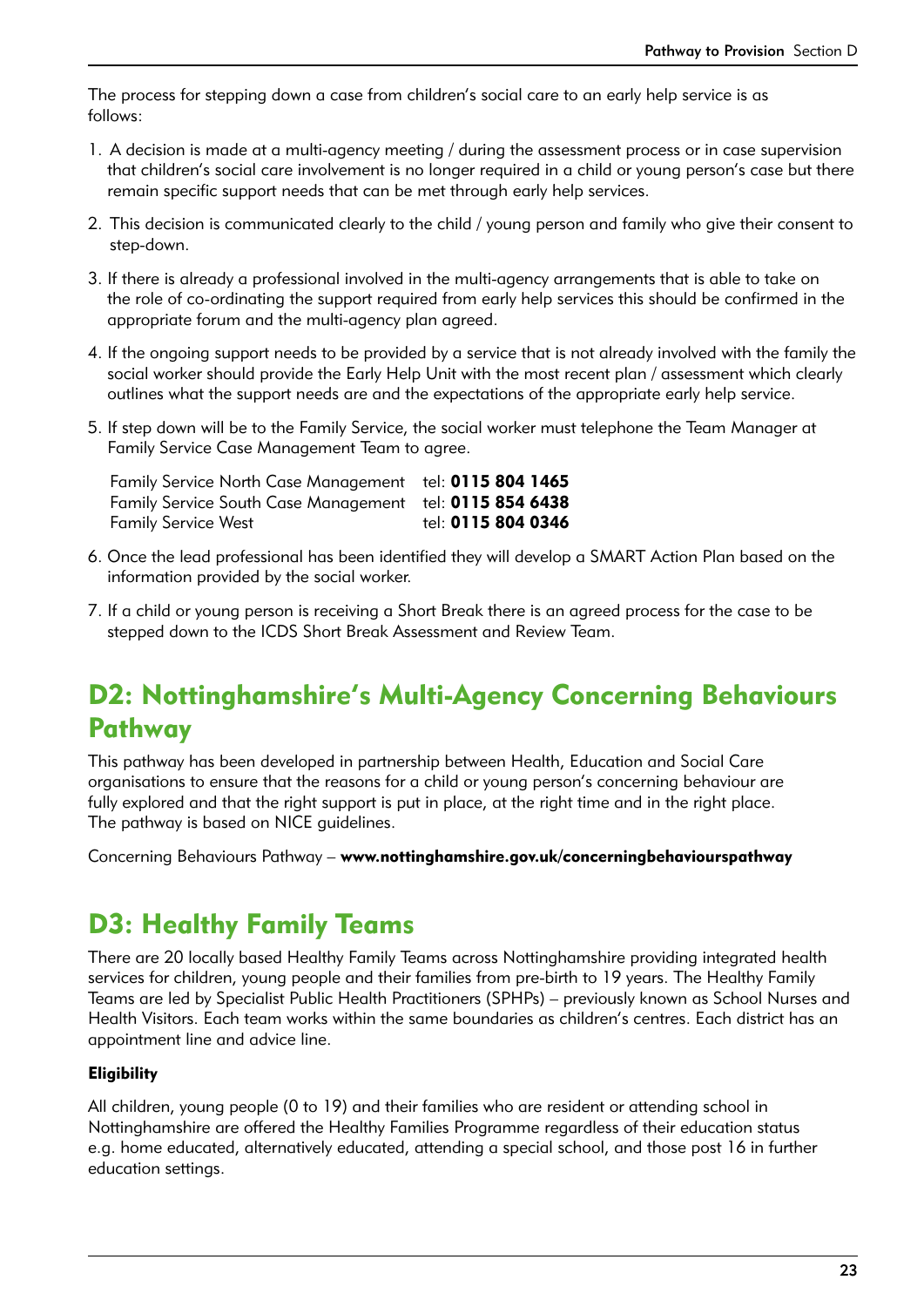The process for stepping down a case from children's social care to an early help service is as follows:

1. A decision is made at a multi-agency meeting / during the assessment process or in case supervision that children's social care involvement is no longer required in a child or young person's case but there remain specific support needs that can be met through early help services.

2. This decision is communicated clearly to the child / young person and family who give their consent to step-down.

3. If there is already a professional involved in the multi-agency arrangements that is able to take on the role of co-ordinating the support required from early help services this should be confirmed in the appropriate forum and the multi-agency plan agreed.

4. If the ongoing support needs to be provided by a service that is not already involved with the family the social worker should provide the Early Help Unit with the most recent plan / assessment which clearly outlines what the support needs are and the expectations of the appropriate early help service.

5. If step down will be to the Family Service, the social worker must telephone the Team Manager at Family Service Case Management Team to agree.

   | | |
   |---|---|
   | Family Service North Case Management | tel: **0115 804 1465** |
   | Family Service South Case Management | tel: **0115 854 6438** |
   | Family Service West | tel: **0115 804 0346** |

6. Once the lead professional has been identified they will develop a SMART Action Plan based on the information provided by the social worker.

7. If a child or young person is receiving a Short Break there is an agreed process for the case to be stepped down to the ICDS Short Break Assessment and Review Team.

## D2: Nottinghamshire's Multi-Agency Concerning Behaviours Pathway

This pathway has been developed in partnership between Health, Education and Social Care organisations to ensure that the reasons for a child or young person's concerning behaviour are fully explored and that the right support is put in place, at the right time and in the right place. The pathway is based on NICE guidelines.

Concerning Behaviours Pathway – **www.nottinghamshire.gov.uk/concerningbehaviourspathway**

## D3: Healthy Family Teams

There are 20 locally based Healthy Family Teams across Nottinghamshire providing integrated health services for children, young people and their families from pre-birth to 19 years. The Healthy Family Teams are led by Specialist Public Health Practitioners (SPHPs) – previously known as School Nurses and Health Visitors. Each team works within the same boundaries as children's centres. Each district has an appointment line and advice line.

**Eligibility**

All children, young people (0 to 19) and their families who are resident or attending school in Nottinghamshire are offered the Healthy Families Programme regardless of their education status e.g. home educated, alternatively educated, attending a special school, and those post 16 in further education settings.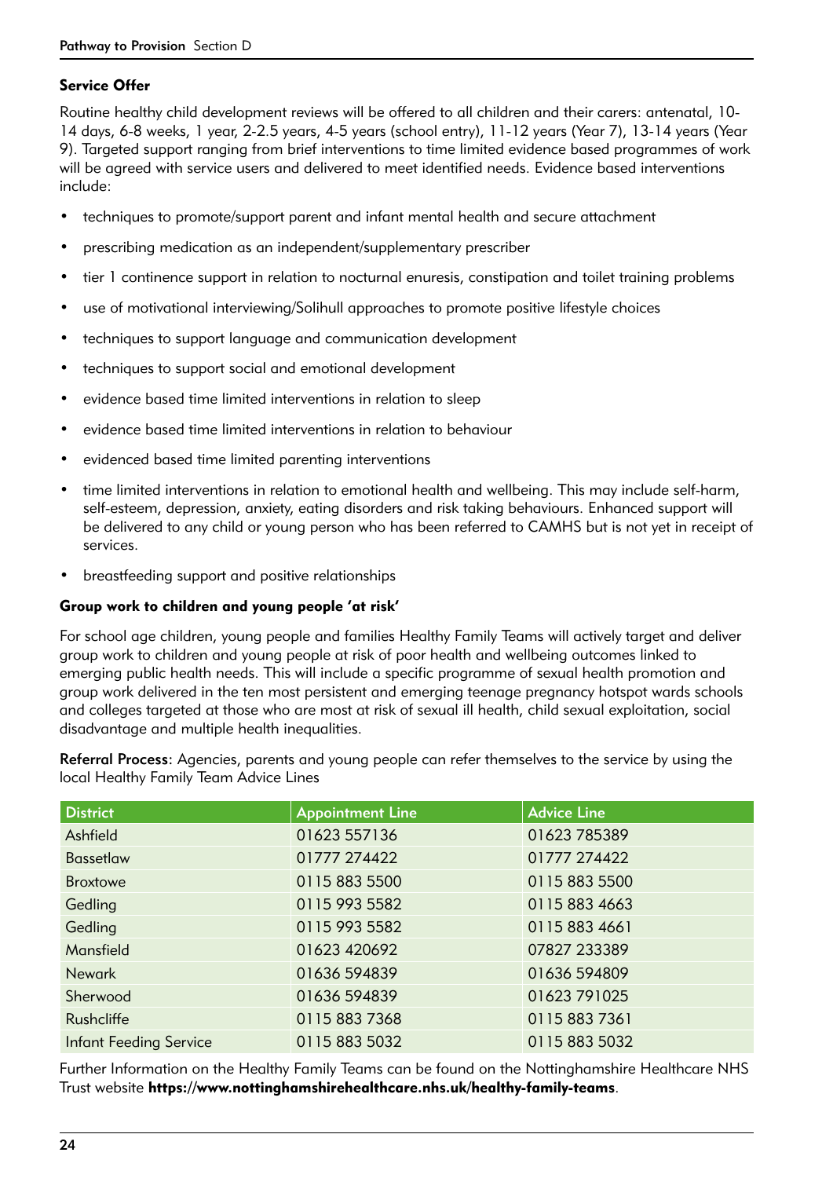### Service Offer

Routine healthy child development reviews will be offered to all children and their carers: antenatal, 10-14 days, 6-8 weeks, 1 year, 2-2.5 years, 4-5 years (school entry), 11-12 years (Year 7), 13-14 years (Year 9). Targeted support ranging from brief interventions to time limited evidence based programmes of work will be agreed with service users and delivered to meet identified needs. Evidence based interventions include:

- techniques to promote/support parent and infant mental health and secure attachment
- prescribing medication as an independent/supplementary prescriber
- tier 1 continence support in relation to nocturnal enuresis, constipation and toilet training problems
- use of motivational interviewing/Solihull approaches to promote positive lifestyle choices
- techniques to support language and communication development
- techniques to support social and emotional development
- evidence based time limited interventions in relation to sleep
- evidence based time limited interventions in relation to behaviour
- evidenced based time limited parenting interventions
- time limited interventions in relation to emotional health and wellbeing. This may include self-harm, self-esteem, depression, anxiety, eating disorders and risk taking behaviours. Enhanced support will be delivered to any child or young person who has been referred to CAMHS but is not yet in receipt of services.
- breastfeeding support and positive relationships

### Group work to children and young people 'at risk'

For school age children, young people and families Healthy Family Teams will actively target and deliver group work to children and young people at risk of poor health and wellbeing outcomes linked to emerging public health needs. This will include a specific programme of sexual health promotion and group work delivered in the ten most persistent and emerging teenage pregnancy hotspot wards schools and colleges targeted at those who are most at risk of sexual ill health, child sexual exploitation, social disadvantage and multiple health inequalities.

**Referral Process**: Agencies, parents and young people can refer themselves to the service by using the local Healthy Family Team Advice Lines

| District | Appointment Line | Advice Line |
|---|---|---|
| Ashfield | 01623 557136 | 01623 785389 |
| Bassetlaw | 01777 274422 | 01777 274422 |
| Broxtowe | 0115 883 5500 | 0115 883 5500 |
| Gedling | 0115 993 5582 | 0115 883 4663 |
| Gedling | 0115 993 5582 | 0115 883 4661 |
| Mansfield | 01623 420692 | 07827 233389 |
| Newark | 01636 594839 | 01636 594809 |
| Sherwood | 01636 594839 | 01623 791025 |
| Rushcliffe | 0115 883 7368 | 0115 883 7361 |
| Infant Feeding Service | 0115 883 5032 | 0115 883 5032 |

Further Information on the Healthy Family Teams can be found on the Nottinghamshire Healthcare NHS Trust website **https://www.nottinghamshirehealthcare.nhs.uk/healthy-family-teams**.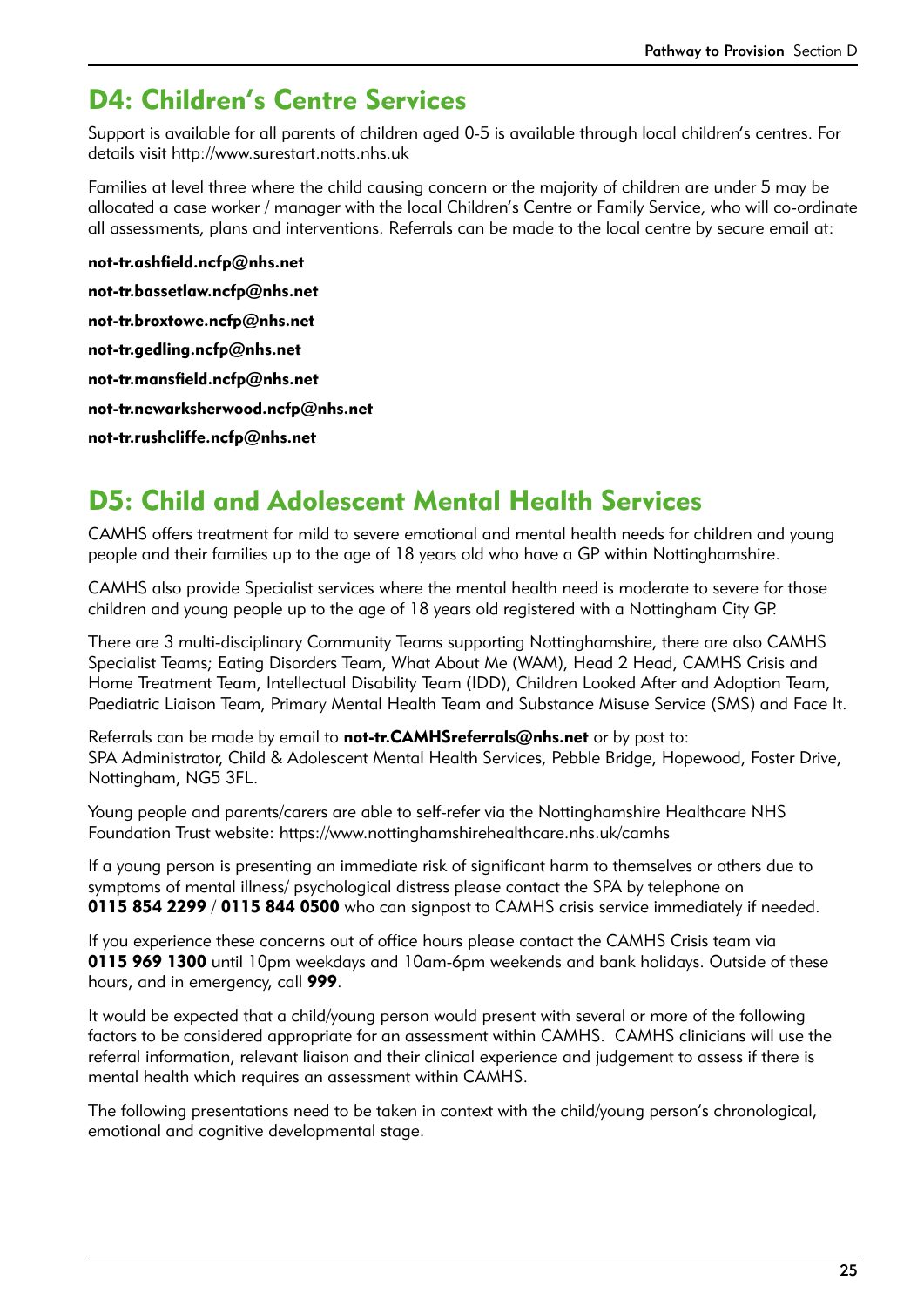## D4: Children's Centre Services

Support is available for all parents of children aged 0-5 is available through local children's centres. For details visit http://www.surestart.notts.nhs.uk

Families at level three where the child causing concern or the majority of children are under 5 may be allocated a case worker / manager with the local Children's Centre or Family Service, who will co-ordinate all assessments, plans and interventions. Referrals can be made to the local centre by secure email at:

**not-tr.ashfield.ncfp@nhs.net**

**not-tr.bassetlaw.ncfp@nhs.net**

**not-tr.broxtowe.ncfp@nhs.net**

**not-tr.gedling.ncfp@nhs.net**

**not-tr.mansfield.ncfp@nhs.net**

**not-tr.newarksherwood.ncfp@nhs.net**

**not-tr.rushcliffe.ncfp@nhs.net**

## D5: Child and Adolescent Mental Health Services

CAMHS offers treatment for mild to severe emotional and mental health needs for children and young people and their families up to the age of 18 years old who have a GP within Nottinghamshire.

CAMHS also provide Specialist services where the mental health need is moderate to severe for those children and young people up to the age of 18 years old registered with a Nottingham City GP.

There are 3 multi-disciplinary Community Teams supporting Nottinghamshire, there are also CAMHS Specialist Teams; Eating Disorders Team, What About Me (WAM), Head 2 Head, CAMHS Crisis and Home Treatment Team, Intellectual Disability Team (IDD), Children Looked After and Adoption Team, Paediatric Liaison Team, Primary Mental Health Team and Substance Misuse Service (SMS) and Face It.

Referrals can be made by email to **not-tr.CAMHSreferrals@nhs.net** or by post to:
SPA Administrator, Child & Adolescent Mental Health Services, Pebble Bridge, Hopewood, Foster Drive, Nottingham, NG5 3FL.

Young people and parents/carers are able to self-refer via the Nottinghamshire Healthcare NHS Foundation Trust website: https://www.nottinghamshirehealthcare.nhs.uk/camhs

If a young person is presenting an immediate risk of significant harm to themselves or others due to symptoms of mental illness/ psychological distress please contact the SPA by telephone on **0115 854 2299** / **0115 844 0500** who can signpost to CAMHS crisis service immediately if needed.

If you experience these concerns out of office hours please contact the CAMHS Crisis team via **0115 969 1300** until 10pm weekdays and 10am-6pm weekends and bank holidays. Outside of these hours, and in emergency, call **999**.

It would be expected that a child/young person would present with several or more of the following factors to be considered appropriate for an assessment within CAMHS. CAMHS clinicians will use the referral information, relevant liaison and their clinical experience and judgement to assess if there is mental health which requires an assessment within CAMHS.

The following presentations need to be taken in context with the child/young person's chronological, emotional and cognitive developmental stage.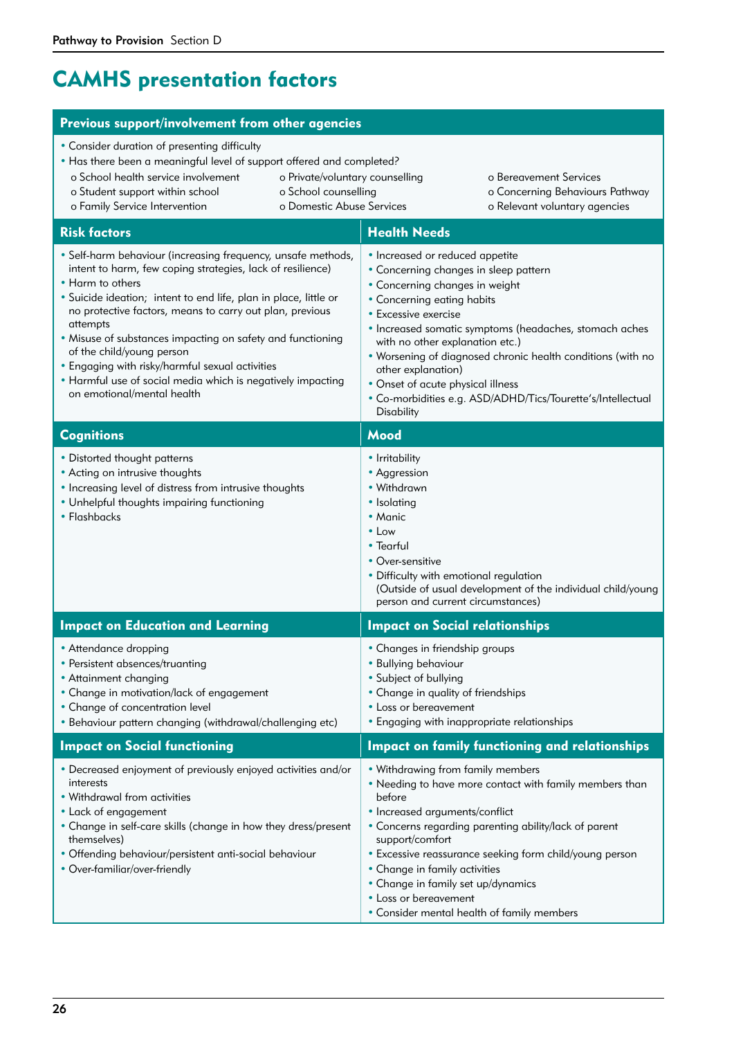# CAMHS presentation factors

## Previous support/involvement from other agencies

- Consider duration of presenting difficulty
- Has there been a meaningful level of support offered and completed?
  - o School health service involvement
  - o Student support within school
  - o Family Service Intervention
  - o Private/voluntary counselling
  - o School counselling
  - o Domestic Abuse Services
  - o Bereavement Services
  - o Concerning Behaviours Pathway
  - o Relevant voluntary agencies

## Risk factors

- Self-harm behaviour (increasing frequency, unsafe methods, intent to harm, few coping strategies, lack of resilience)
- Harm to others
- Suicide ideation; intent to end life, plan in place, little or no protective factors, means to carry out plan, previous attempts
- Misuse of substances impacting on safety and functioning of the child/young person
- Engaging with risky/harmful sexual activities
- Harmful use of social media which is negatively impacting on emotional/mental health

## Health Needs

- Increased or reduced appetite
- Concerning changes in sleep pattern
- Concerning changes in weight
- Concerning eating habits
- Excessive exercise
- Increased somatic symptoms (headaches, stomach aches with no other explanation etc.)
- Worsening of diagnosed chronic health conditions (with no other explanation)
- Onset of acute physical illness
- Co-morbidities e.g. ASD/ADHD/Tics/Tourette's/Intellectual Disability

## Cognitions

- Distorted thought patterns
- Acting on intrusive thoughts
- Increasing level of distress from intrusive thoughts
- Unhelpful thoughts impairing functioning
- Flashbacks

## Mood

- Irritability
- Aggression
- Withdrawn
- Isolating
- Manic
- Low
- Tearful
- Over-sensitive
- Difficulty with emotional regulation
  (Outside of usual development of the individual child/young person and current circumstances)

## Impact on Education and Learning

- Attendance dropping
- Persistent absences/truanting
- Attainment changing
- Change in motivation/lack of engagement
- Change of concentration level
- Behaviour pattern changing (withdrawal/challenging etc)

## Impact on Social relationships

- Changes in friendship groups
- Bullying behaviour
- Subject of bullying
- Change in quality of friendships
- Loss or bereavement
- Engaging with inappropriate relationships

## Impact on Social functioning

- Decreased enjoyment of previously enjoyed activities and/or interests
- Withdrawal from activities
- Lack of engagement
- Change in self-care skills (change in how they dress/present themselves)
- Offending behaviour/persistent anti-social behaviour
- Over-familiar/over-friendly

## Impact on family functioning and relationships

- Withdrawing from family members
- Needing to have more contact with family members than before
- Increased arguments/conflict
- Concerns regarding parenting ability/lack of parent support/comfort
- Excessive reassurance seeking form child/young person
- Change in family activities
- Change in family set up/dynamics
- Loss or bereavement
- Consider mental health of family members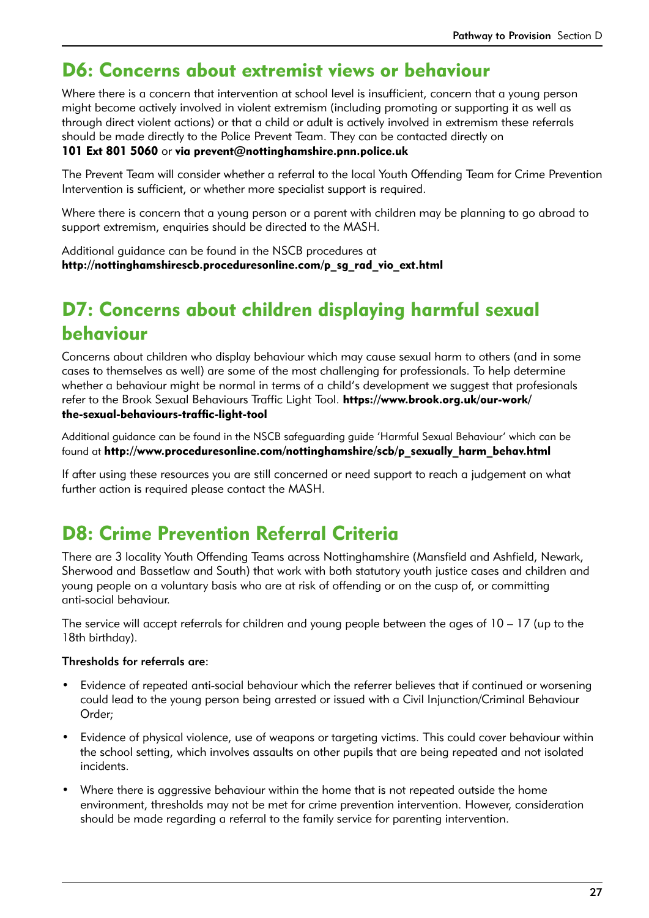## D6: Concerns about extremist views or behaviour

Where there is a concern that intervention at school level is insufficient, concern that a young person might become actively involved in violent extremism (including promoting or supporting it as well as through direct violent actions) or that a child or adult is actively involved in extremism these referrals should be made directly to the Police Prevent Team. They can be contacted directly on **101 Ext 801 5060** or **via prevent@nottinghamshire.pnn.police.uk**

The Prevent Team will consider whether a referral to the local Youth Offending Team for Crime Prevention Intervention is sufficient, or whether more specialist support is required.

Where there is concern that a young person or a parent with children may be planning to go abroad to support extremism, enquiries should be directed to the MASH.

Additional guidance can be found in the NSCB procedures at **http://nottinghamshirescb.proceduresonline.com/p_sg_rad_vio_ext.html**

## D7: Concerns about children displaying harmful sexual behaviour

Concerns about children who display behaviour which may cause sexual harm to others (and in some cases to themselves as well) are some of the most challenging for professionals. To help determine whether a behaviour might be normal in terms of a child's development we suggest that profesionals refer to the Brook Sexual Behaviours Traffic Light Tool. **https://www.brook.org.uk/our-work/the-sexual-behaviours-traffic-light-tool**

Additional guidance can be found in the NSCB safeguarding guide 'Harmful Sexual Behaviour' which can be found at **http://www.proceduresonline.com/nottinghamshire/scb/p_sexually_harm_behav.html**

If after using these resources you are still concerned or need support to reach a judgement on what further action is required please contact the MASH.

## D8: Crime Prevention Referral Criteria

There are 3 locality Youth Offending Teams across Nottinghamshire (Mansfield and Ashfield, Newark, Sherwood and Bassetlaw and South) that work with both statutory youth justice cases and children and young people on a voluntary basis who are at risk of offending or on the cusp of, or committing anti-social behaviour.

The service will accept referrals for children and young people between the ages of 10 – 17 (up to the 18th birthday).

Thresholds for referrals are:

- Evidence of repeated anti-social behaviour which the referrer believes that if continued or worsening could lead to the young person being arrested or issued with a Civil Injunction/Criminal Behaviour Order;
- Evidence of physical violence, use of weapons or targeting victims. This could cover behaviour within the school setting, which involves assaults on other pupils that are being repeated and not isolated incidents.
- Where there is aggressive behaviour within the home that is not repeated outside the home environment, thresholds may not be met for crime prevention intervention. However, consideration should be made regarding a referral to the family service for parenting intervention.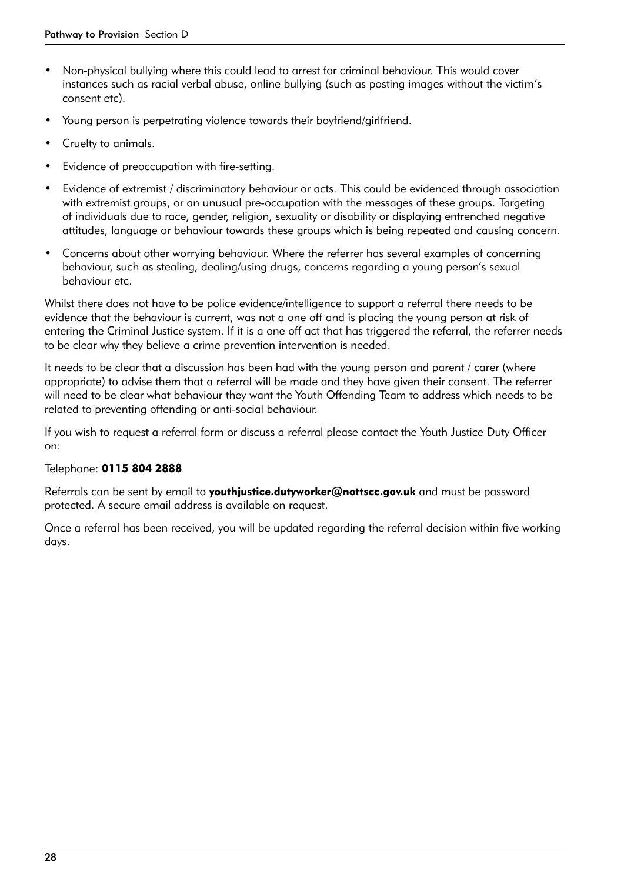- Non-physical bullying where this could lead to arrest for criminal behaviour. This would cover instances such as racial verbal abuse, online bullying (such as posting images without the victim's consent etc).
- Young person is perpetrating violence towards their boyfriend/girlfriend.
- Cruelty to animals.
- Evidence of preoccupation with fire-setting.
- Evidence of extremist / discriminatory behaviour or acts. This could be evidenced through association with extremist groups, or an unusual pre-occupation with the messages of these groups. Targeting of individuals due to race, gender, religion, sexuality or disability or displaying entrenched negative attitudes, language or behaviour towards these groups which is being repeated and causing concern.
- Concerns about other worrying behaviour. Where the referrer has several examples of concerning behaviour, such as stealing, dealing/using drugs, concerns regarding a young person's sexual behaviour etc.

Whilst there does not have to be police evidence/intelligence to support a referral there needs to be evidence that the behaviour is current, was not a one off and is placing the young person at risk of entering the Criminal Justice system. If it is a one off act that has triggered the referral, the referrer needs to be clear why they believe a crime prevention intervention is needed.

It needs to be clear that a discussion has been had with the young person and parent / carer (where appropriate) to advise them that a referral will be made and they have given their consent. The referrer will need to be clear what behaviour they want the Youth Offending Team to address which needs to be related to preventing offending or anti-social behaviour.

If you wish to request a referral form or discuss a referral please contact the Youth Justice Duty Officer on:

Telephone: **0115 804 2888**

Referrals can be sent by email to **youthjustice.dutyworker@nottscc.gov.uk** and must be password protected. A secure email address is available on request.

Once a referral has been received, you will be updated regarding the referral decision within five working days.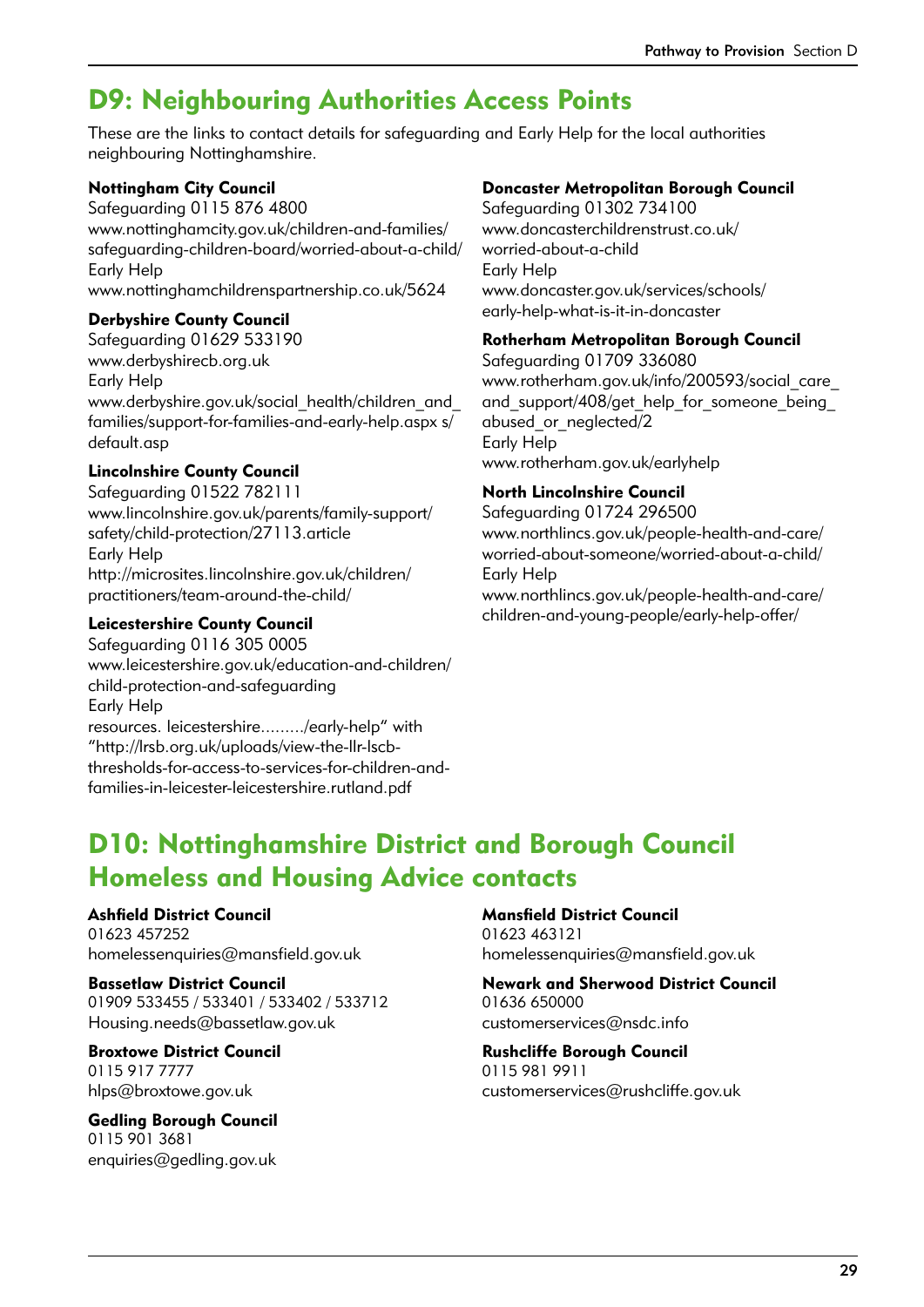## D9: Neighbouring Authorities Access Points

These are the links to contact details for safeguarding and Early Help for the local authorities neighbouring Nottinghamshire.

**Nottingham City Council**
Safeguarding 0115 876 4800
www.nottinghamcity.gov.uk/children-and-families/safeguarding-children-board/worried-about-a-child/
Early Help
www.nottinghamchildrenspartnership.co.uk/5624

**Derbyshire County Council**
Safeguarding 01629 533190
www.derbyshirecb.org.uk
Early Help
www.derbyshire.gov.uk/social_health/children_and_families/support-for-families-and-early-help.aspx s/default.asp

**Lincolnshire County Council**
Safeguarding 01522 782111
www.lincolnshire.gov.uk/parents/family-support/safety/child-protection/27113.article
Early Help
http://microsites.lincolnshire.gov.uk/children/practitioners/team-around-the-child/

**Leicestershire County Council**
Safeguarding 0116 305 0005
www.leicestershire.gov.uk/education-and-children/child-protection-and-safeguarding
Early Help
resources. leicestershire........./early-help" with "http://lrsb.org.uk/uploads/view-the-llr-lscb-thresholds-for-access-to-services-for-children-and-families-in-leicester-leicestershire.rutland.pdf

**Doncaster Metropolitan Borough Council**
Safeguarding 01302 734100
www.doncasterchildrenstrust.co.uk/worried-about-a-child
Early Help
www.doncaster.gov.uk/services/schools/early-help-what-is-it-in-doncaster

**Rotherham Metropolitan Borough Council**
Safeguarding 01709 336080
www.rotherham.gov.uk/info/200593/social_care_and_support/408/get_help_for_someone_being_abused_or_neglected/2
Early Help
www.rotherham.gov.uk/earlyhelp

**North Lincolnshire Council**
Safeguarding 01724 296500
www.northlincs.gov.uk/people-health-and-care/worried-about-someone/worried-about-a-child/
Early Help
www.northlincs.gov.uk/people-health-and-care/children-and-young-people/early-help-offer/

## D10: Nottinghamshire District and Borough Council Homeless and Housing Advice contacts

**Ashfield District Council**
01623 457252
homelessenquiries@mansfield.gov.uk

**Bassetlaw District Council**
01909 533455 / 533401 / 533402 / 533712
Housing.needs@bassetlaw.gov.uk

**Broxtowe District Council**
0115 917 7777
hlps@broxtowe.gov.uk

**Gedling Borough Council**
0115 901 3681
enquiries@gedling.gov.uk

**Mansfield District Council**
01623 463121
homelessenquiries@mansfield.gov.uk

**Newark and Sherwood District Council**
01636 650000
customerservices@nsdc.info

**Rushcliffe Borough Council**
0115 981 9911
customerservices@rushcliffe.gov.uk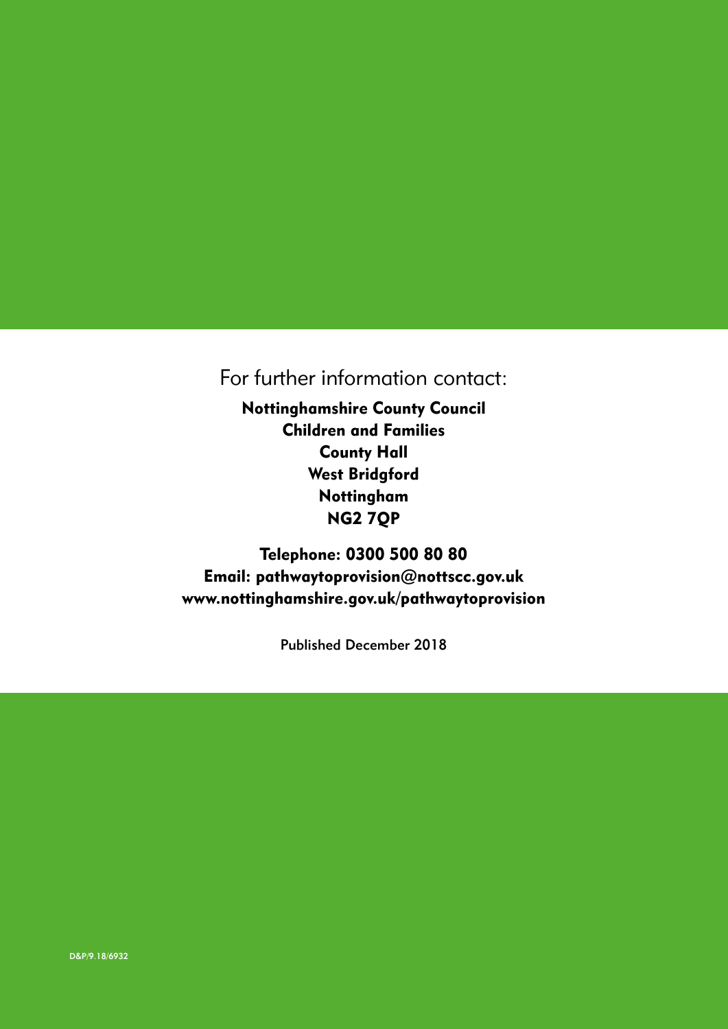For further information contact:

**Nottinghamshire County Council**
**Children and Families**
**County Hall**
**West Bridgford**
**Nottingham**
**NG2 7QP**

**Telephone: 0300 500 80 80**
**Email: pathwaytoprovision@nottscc.gov.uk**
**www.nottinghamshire.gov.uk/pathwaytoprovision**

Published December 2018

D&P/9.18/6932